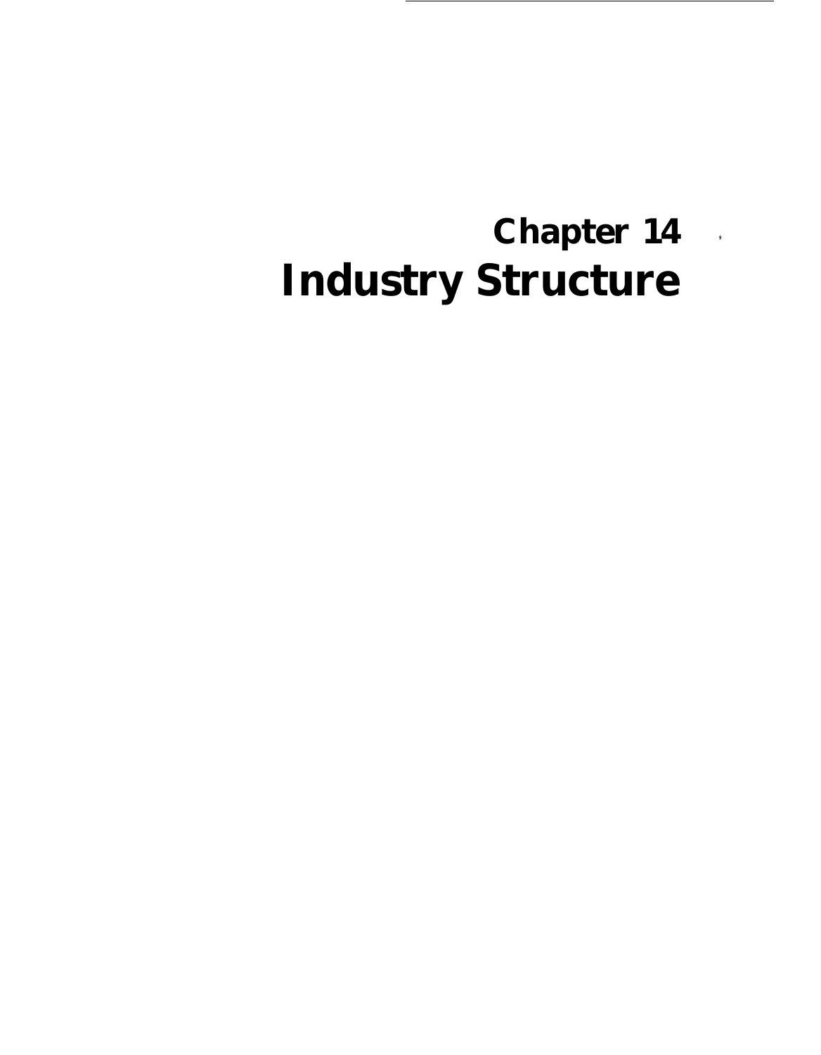# Chapter 14
# Industry Structure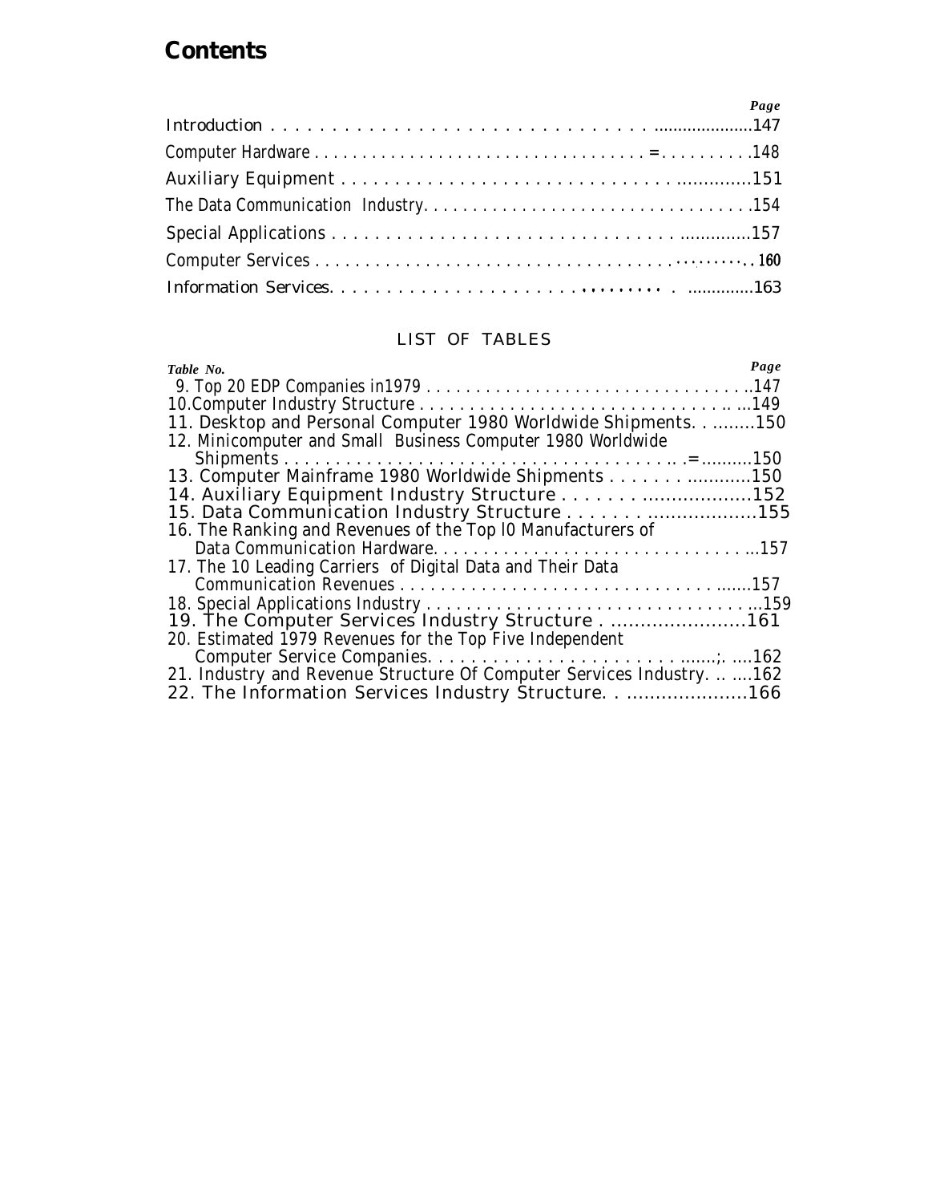# Contents

| | Page |
|---|---|
| Introduction | 147 |
| Computer Hardware | 148 |
| Auxiliary Equipment | 151 |
| The Data Communication Industry | 154 |
| Special Applications | 157 |
| Computer Services | 160 |
| Information Services | 163 |

## LIST OF TABLES

| Table No. | Page |
|---|---|
| 9. Top 20 EDP Companies in 1979 | 147 |
| 10. Computer Industry Structure | 149 |
| 11. Desktop and Personal Computer 1980 Worldwide Shipments | 150 |
| 12. Minicomputer and Small Business Computer 1980 Worldwide Shipments | 150 |
| 13. Computer Mainframe 1980 Worldwide Shipments | 150 |
| 14. Auxiliary Equipment Industry Structure | 152 |
| 15. Data Communication Industry Structure | 155 |
| 16. The Ranking and Revenues of the Top l0 Manufacturers of Data Communication Hardware | 157 |
| 17. The 10 Leading Carriers of Digital Data and Their Data Communication Revenues | 157 |
| 18. Special Applications Industry | 159 |
| 19. The Computer Services Industry Structure | 161 |
| 20. Estimated 1979 Revenues for the Top Five Independent Computer Service Companies | 162 |
| 21. Industry and Revenue Structure Of Computer Services Industry | 162 |
| 22. The Information Services Industry Structure | 166 |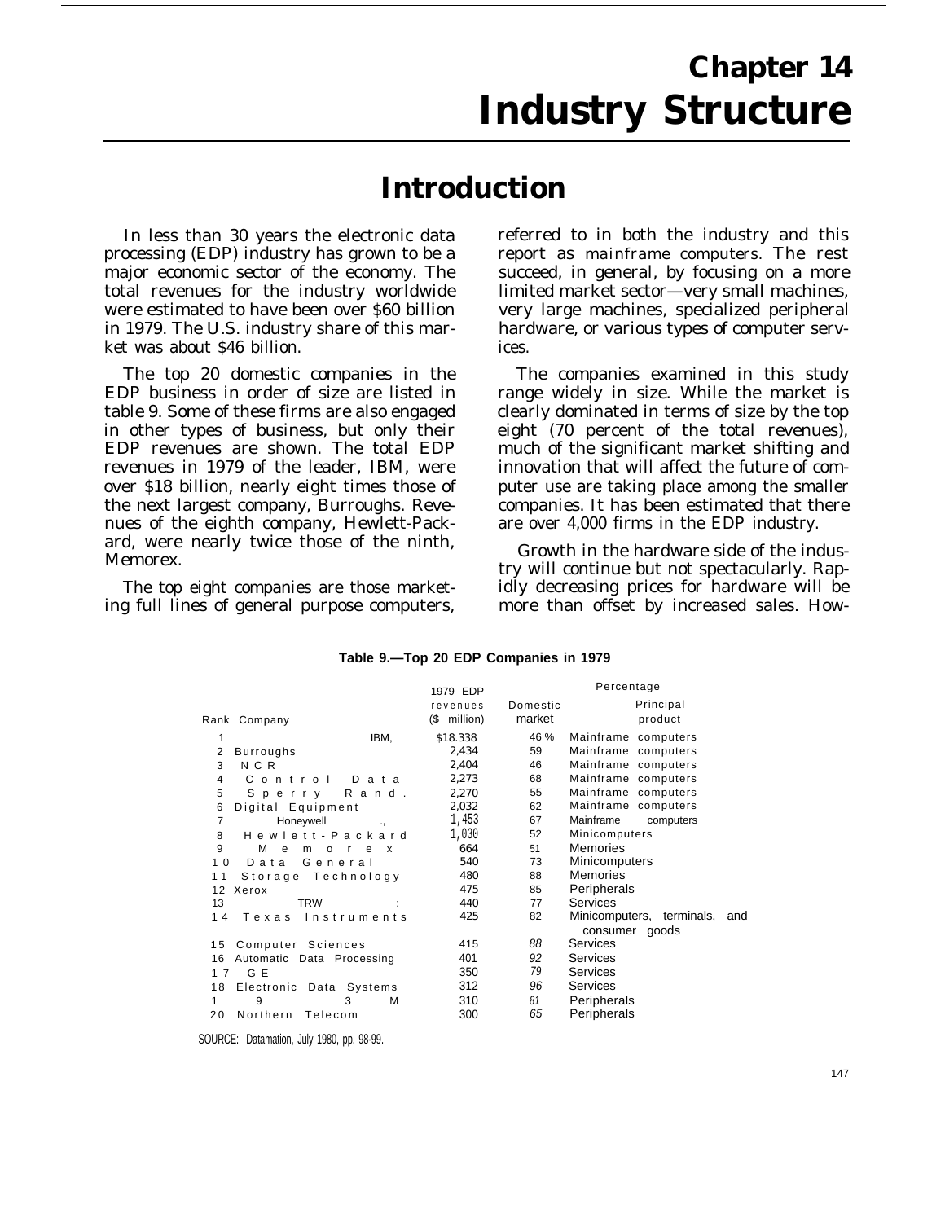# Chapter 14 Industry Structure

## Introduction

In less than 30 years the electronic data processing (EDP) industry has grown to be a major economic sector of the economy. The total revenues for the industry worldwide were estimated to have been over $60 billion in 1979. The U.S. industry share of this market was about $46 billion.

The top 20 domestic companies in the EDP business in order of size are listed in table 9. Some of these firms are also engaged in other types of business, but only their EDP revenues are shown. The total EDP revenues in 1979 of the leader, IBM, were over $18 billion, nearly eight times those of the next largest company, Burroughs. Revenues of the eighth company, Hewlett-Packard, were nearly twice those of the ninth, Memorex.

The top eight companies are those marketing full lines of general purpose computers, referred to in both the industry and this report as mainframe computers. The rest succeed, in general, by focusing on a more limited market sector—very small machines, very large machines, specialized peripheral hardware, or various types of computer services.

The companies examined in this study range widely in size. While the market is clearly dominated in terms of size by the top eight (70 percent of the total revenues), much of the significant market shifting and innovation that will affect the future of computer use are taking place among the smaller companies. It has been estimated that there are over 4,000 firms in the EDP industry.

Growth in the hardware side of the industry will continue but not spectacularly. Rapidly decreasing prices for hardware will be more than offset by increased sales. How-

**Table 9.—Top 20 EDP Companies in 1979**

| Rank | Company | 1979 EDP revenues ($ million) | Percentage Domestic market | Principal product |
|---|---|---|---|---|
| 1 | IBM | $18.338 | 46 % | Mainframe computers |
| 2 | Burroughs | 2,434 | 59 | Mainframe computers |
| 3 | NCR | 2,404 | 46 | Mainframe computers |
| 4 | Control Data | 2,273 | 68 | Mainframe computers |
| 5 | Sperry Rand | 2,270 | 55 | Mainframe computers |
| 6 | Digital Equipment | 2,032 | 62 | Mainframe computers |
| 7 | Honeywell | 1,453 | 67 | Mainframe computers |
| 8 | Hewlett-Packard | 1,030 | 52 | Minicomputers |
| 9 | Memorex | 664 | 51 | Memories |
| 10 | Data General | 540 | 73 | Minicomputers |
| 11 | Storage Technology | 480 | 88 | Memories |
| 12 | Xerox | 475 | 85 | Peripherals |
| 13 | TRW | 440 | 77 | Services |
| 14 | Texas Instruments | 425 | 82 | Minicomputers, terminals, and consumer goods |
| 15 | Computer Sciences | 415 | 88 | Services |
| 16 | Automatic Data Processing | 401 | 92 | Services |
| 17 | GE | 350 | 79 | Services |
| 18 | Electronic Data Systems | 312 | 96 | Services |
| 19 | 3M | 310 | 81 | Peripherals |
| 20 | Northern Telecom | 300 | 65 | Peripherals |

SOURCE: Datamation, July 1980, pp. 98-99.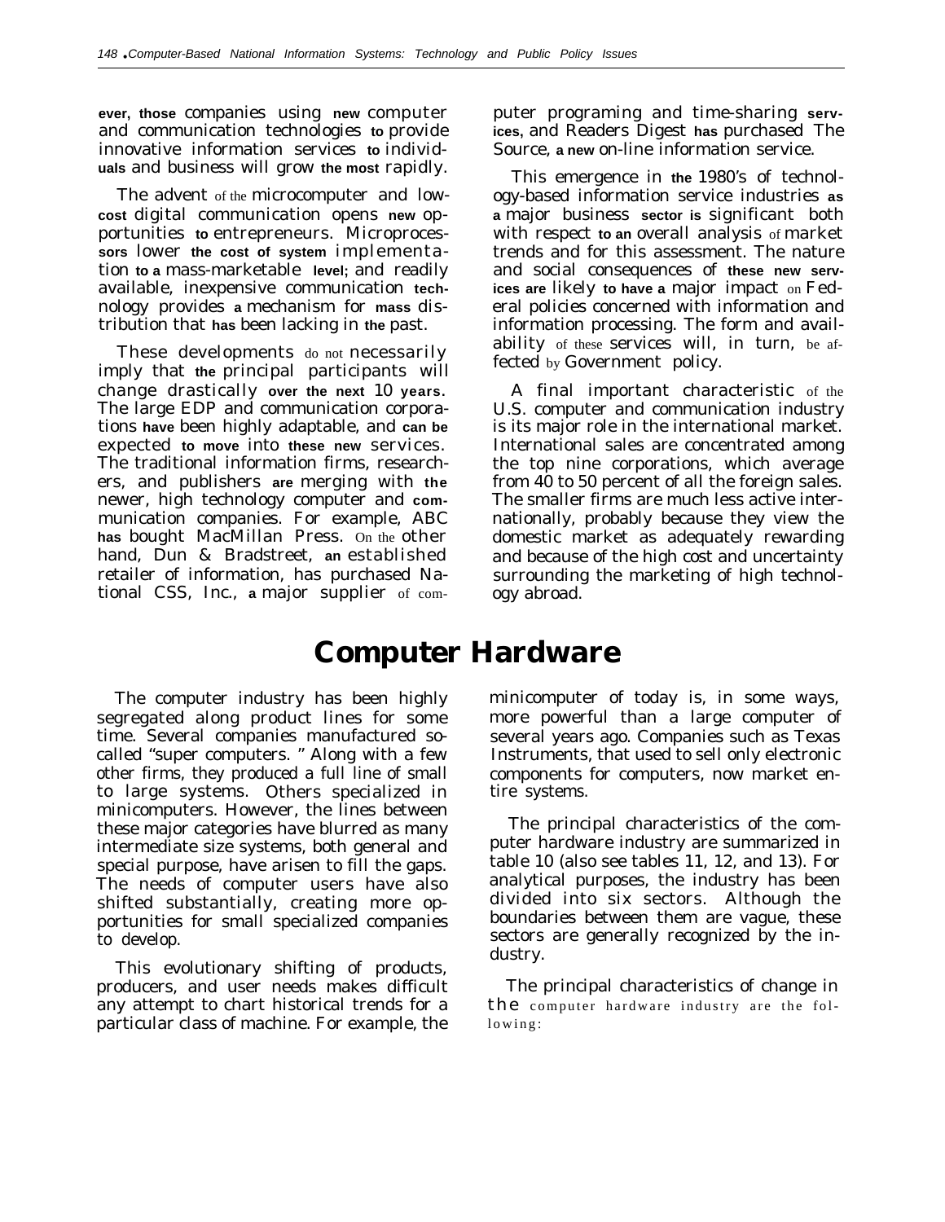ever, those companies using new computer and communication technologies to provide innovative information services to individuals and business will grow the most rapidly.

The advent of the microcomputer and low-cost digital communication opens new opportunities to entrepreneurs. Microprocessors lower the cost of system implementation to a mass-marketable level; and readily available, inexpensive communication technology provides a mechanism for mass distribution that has been lacking in the past.

These developments do not necessarily imply that the principal participants will change drastically over the next 10 years. The large EDP and communication corporations have been highly adaptable, and can be expected to move into these new services. The traditional information firms, researchers, and publishers are merging with the newer, high technology computer and communication companies. For example, ABC has bought MacMillan Press. On the other hand, Dun & Bradstreet, an established retailer of information, has purchased National CSS, Inc., a major supplier of computer programing and time-sharing services, and Readers Digest has purchased The Source, a new on-line information service.

This emergence in the 1980's of technology-based information service industries as a major business sector is significant both with respect to an overall analysis of market trends and for this assessment. The nature and social consequences of these new services are likely to have a major impact on Federal policies concerned with information and information processing. The form and availability of these services will, in turn, be affected by Government policy.

A final important characteristic of the U.S. computer and communication industry is its major role in the international market. International sales are concentrated among the top nine corporations, which average from 40 to 50 percent of all the foreign sales. The smaller firms are much less active internationally, probably because they view the domestic market as adequately rewarding and because of the high cost and uncertainty surrounding the marketing of high technology abroad.

# Computer Hardware

The computer industry has been highly segregated along product lines for some time. Several companies manufactured so-called "super computers." Along with a few other firms, they produced a full line of small to large systems. Others specialized in minicomputers. However, the lines between these major categories have blurred as many intermediate size systems, both general and special purpose, have arisen to fill the gaps. The needs of computer users have also shifted substantially, creating more opportunities for small specialized companies to develop.

This evolutionary shifting of products, producers, and user needs makes difficult any attempt to chart historical trends for a particular class of machine. For example, the minicomputer of today is, in some ways, more powerful than a large computer of several years ago. Companies such as Texas Instruments, that used to sell only electronic components for computers, now market entire systems.

The principal characteristics of the computer hardware industry are summarized in table 10 (also see tables 11, 12, and 13). For analytical purposes, the industry has been divided into six sectors. Although the boundaries between them are vague, these sectors are generally recognized by the industry.

The principal characteristics of change in the computer hardware industry are the following: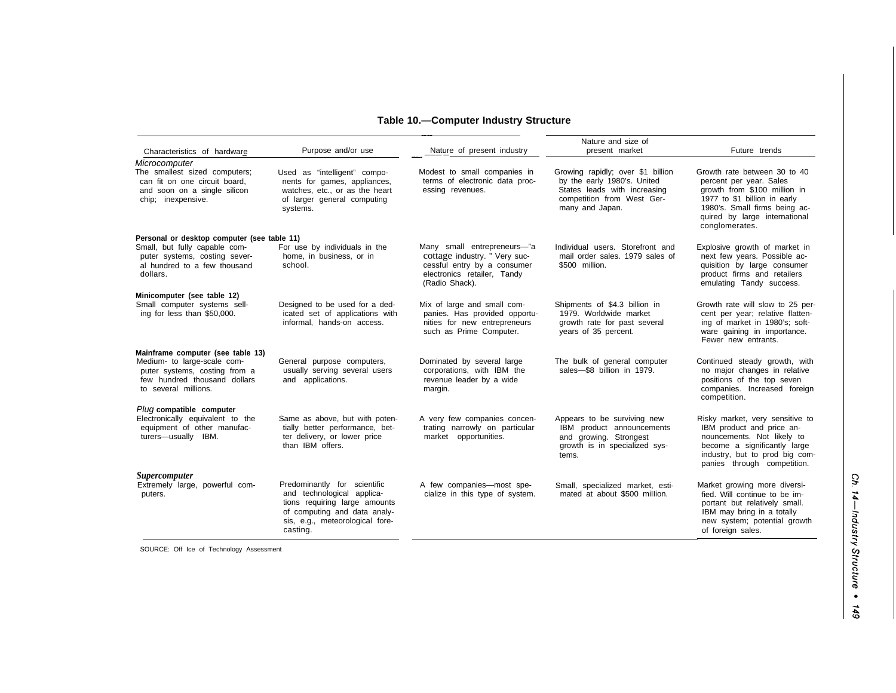**Table 10.—Computer Industry Structure**

| Characteristics of hardware | Purpose and/or use | Nature of present industry | Nature and size of present market | Future trends |
|---|---|---|---|---|
| *Microcomputer* | | | | |
| The smallest sized computers; can fit on one circuit board, and soon on a single silicon chip; inexpensive. | Used as "intelligent" components for games, appliances, watches, etc., or as the heart of larger general computing systems. | Modest to small companies in terms of electronic data processing revenues. | Growing rapidly; over $1 billion by the early 1980's. United States leads with increasing competition from West Germany and Japan. | Growth rate between 30 to 40 percent per year. Sales growth from $100 million in 1977 to $1 billion in early 1980's. Small firms being acquired by large international conglomerates. |
| **Personal or desktop computer (see table 11)** | | | | |
| Small, but fully capable computer systems, costing several hundred to a few thousand dollars. | For use by individuals in the home, in business, or in school. | Many small entrepreneurs—"a cottage industry." Very successful entry by a consumer electronics retailer, Tandy (Radio Shack). | Individual users. Storefront and mail order sales. 1979 sales of $500 million. | Explosive growth of market in next few years. Possible acquisition by large consumer product firms and retailers emulating Tandy success. |
| **Minicomputer (see table 12)** | | | | |
| Small computer systems selling for less than $50,000. | Designed to be used for a dedicated set of applications with informal, hands-on access. | Mix of large and small companies. Has provided opportunities for new entrepreneurs such as Prime Computer. | Shipments of $4.3 billion in 1979. Worldwide market growth rate for past several years of 35 percent. | Growth rate will slow to 25 percent per year; relative flattening of market in 1980's; software gaining in importance. Fewer new entrants. |
| **Mainframe computer (see table 13)** | | | | |
| Medium- to large-scale computer systems, costing from a few hundred thousand dollars to several millions. | General purpose computers, usually serving several users and applications. | Dominated by several large corporations, with IBM the revenue leader by a wide margin. | The bulk of general computer sales—$8 billion in 1979. | Continued steady growth, with no major changes in relative positions of the top seven companies. Increased foreign competition. |
| ***Plug* compatible computer** | | | | |
| Electronically equivalent to the equipment of other manufacturers—usually IBM. | Same as above, but with potentially better performance, better delivery, or lower price than IBM offers. | A very few companies concentrating narrowly on particular market opportunities. | Appears to be surviving new IBM product announcements and growing. Strongest growth is in specialized systems. | Risky market, very sensitive to IBM product and price announcements. Not likely to become a significantly large industry, but to prod big companies through competition. |
| ***Supercomputer*** | | | | |
| Extremely large, powerful computers. | Predominantly for scientific and technological applications requiring large amounts of computing and data analysis, e.g., meteorological forecasting. | A few companies—most specialize in this type of system. | Small, specialized market, estimated at about $500 million. | Market growing more diversified. Will continue to be important but relatively small. IBM may bring in a totally new system; potential growth of foreign sales. |

SOURCE: Off Ice of Technology Assessment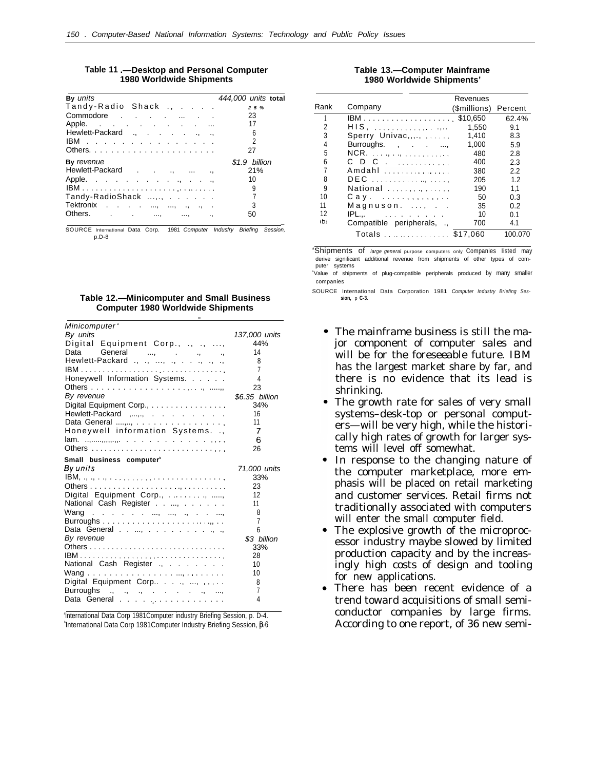**Table 11 .—Desktop and Personal Computer 1980 Worldwide Shipments**

| By *units* | *444,000 units* total |
|---|---|
| Tandy-Radio Shack | 25% |
| Commodore | 23 |
| Apple. | 17 |
| Hewlett-Packard | 6 |
| IBM | 2 |
| Others. | 27 |
| By *revenue* | *$1.9 billion* |
| Hewlett-Packard | 21% |
| Apple. | 10 |
| IBM | 9 |
| Tandy-RadioShack | 7 |
| Tektronix | 3 |
| Others. | 50 |

SOURCE International Data Corp. 1981 *Computer Industry Briefing Session,* p.D-8

**Table 12.—Minicomputer and Small Business Computer 1980 Worldwide Shipments**

| *Minicomputer* [a] | |
|---|---|
| *By units* | *137,000 units* |
| Digital Equipment Corp. | 44% |
| Data General | 14 |
| Hewlett-Packard | 8 |
| IBM | 7 |
| Honeywell Information Systems. | 4 |
| Others | 23 |
| *By revenue* | *$6.35 billion* |
| Digital Equipment Corp. | 34% |
| Hewlett-Packard | 16 |
| Data General | 11 |
| Honeywell information Systems. | 7 |
| lam. | 6 |
| Others | 26 |
| **Small business computer** [b] | |
| *By units* | *71,000 units* |
| IBM | 33% |
| Others | 23 |
| Digital Equipment Corp. | 12 |
| National Cash Register | 11 |
| Wang | 8 |
| Burroughs | 7 |
| Data General | 6 |
| *By revenue* | *$3 billion* |
| Others | 33% |
| IBM | 28 |
| National Cash Register | 10 |
| Wang | 10 |
| Digital Equipment Corp. | 8 |
| Burroughs | 7 |
| Data General | 4 |

[a] International Data Corp 1981 Computer industry Briefing Session, p. D-4.
[b] International Data Corp 1981 Computer Industry Briefing Session, p. D-6

**Table 13.—Computer Mainframe 1980 Worldwide Shipments'**

| Rank | Company | Revenues ($millions) | Percent |
|---|---|---|---|
| 1 | IBM | $10,650 | 62.4% |
| 2 | HIS | 1,550 | 9.1 |
| 3 | Sperry Univac | 1,410 | 8.3 |
| 4 | Burroughs. | 1,000 | 5.9 |
| 5 | NCR. | 480 | 2.8 |
| 6 | CDC | 400 | 2.3 |
| 7 | Amdahl | 380 | 2.2 |
| 8 | DEC | 205 | 1.2 |
| 9 | National | 190 | 1,1 |
| 10 | Cay. | 50 | 0.3 |
| 11 | Magnuson. | 35 | 0.2 |
| 12 | IPL | 10 | 0.1 |
| (b) | Compatible peripherals | 700 | 4.1 |
| | Totals | $17,060 | 100.070 |

[a] Shipments of *large general* purpose computers only Companies listed may derive significant additional revenue from shipments of other types of computer systems
[b] Value of shipments of plug-compatible peripherals produced by many smaller companies

SOURCE International Data Corporation 1981 *Computer Industry Briefing Session,* p C-3.

- The mainframe business is still the major component of computer sales and will be for the foreseeable future. IBM has the largest market share by far, and there is no evidence that its lead is shrinking.
- The growth rate for sales of very small systems–desk-top or personal computers—will be very high, while the historically high rates of growth for larger systems will level off somewhat.
- In response to the changing nature of the computer marketplace, more emphasis will be placed on retail marketing and customer services. Retail firms not traditionally associated with computers will enter the small computer field.
- The explosive growth of the microprocessor industry maybe slowed by limited production capacity and by the increasingly high costs of design and tooling for new applications.
- There has been recent evidence of a trend toward acquisitions of small semiconductor companies by large firms. According to one report, of 36 new semi-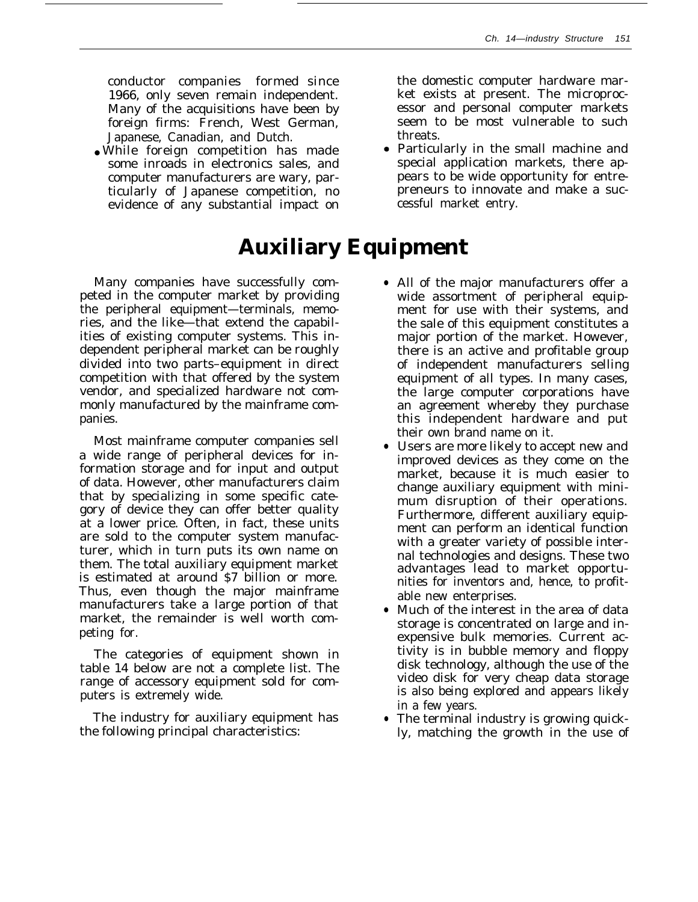conductor companies formed since 1966, only seven remain independent. Many of the acquisitions have been by foreign firms: French, West German, Japanese, Canadian, and Dutch.

- While foreign competition has made some inroads in electronics sales, and computer manufacturers are wary, particularly of Japanese competition, no evidence of any substantial impact on the domestic computer hardware market exists at present. The microprocessor and personal computer markets seem to be most vulnerable to such threats.
- Particularly in the small machine and special application markets, there appears to be wide opportunity for entrepreneurs to innovate and make a successful market entry.

# Auxiliary Equipment

Many companies have successfully competed in the computer market by providing the peripheral equipment—terminals, memories, and the like—that extend the capabilities of existing computer systems. This independent peripheral market can be roughly divided into two parts–equipment in direct competition with that offered by the system vendor, and specialized hardware not commonly manufactured by the mainframe companies.

Most mainframe computer companies sell a wide range of peripheral devices for information storage and for input and output of data. However, other manufacturers claim that by specializing in some specific category of device they can offer better quality at a lower price. Often, in fact, these units are sold to the computer system manufacturer, which in turn puts its own name on them. The total auxiliary equipment market is estimated at around $7 billion or more. Thus, even though the major mainframe manufacturers take a large portion of that market, the remainder is well worth competing for.

The categories of equipment shown in table 14 below are not a complete list. The range of accessory equipment sold for computers is extremely wide.

The industry for auxiliary equipment has the following principal characteristics:

- All of the major manufacturers offer a wide assortment of peripheral equipment for use with their systems, and the sale of this equipment constitutes a major portion of the market. However, there is an active and profitable group of independent manufacturers selling equipment of all types. In many cases, the large computer corporations have an agreement whereby they purchase this independent hardware and put their own brand name on it.
- Users are more likely to accept new and improved devices as they come on the market, because it is much easier to change auxiliary equipment with minimum disruption of their operations. Furthermore, different auxiliary equipment can perform an identical function with a greater variety of possible internal technologies and designs. These two advantages lead to market opportunities for inventors and, hence, to profitable new enterprises.
- Much of the interest in the area of data storage is concentrated on large and inexpensive bulk memories. Current activity is in bubble memory and floppy disk technology, although the use of the video disk for very cheap data storage is also being explored and appears likely in a few years.
- The terminal industry is growing quickly, matching the growth in the use of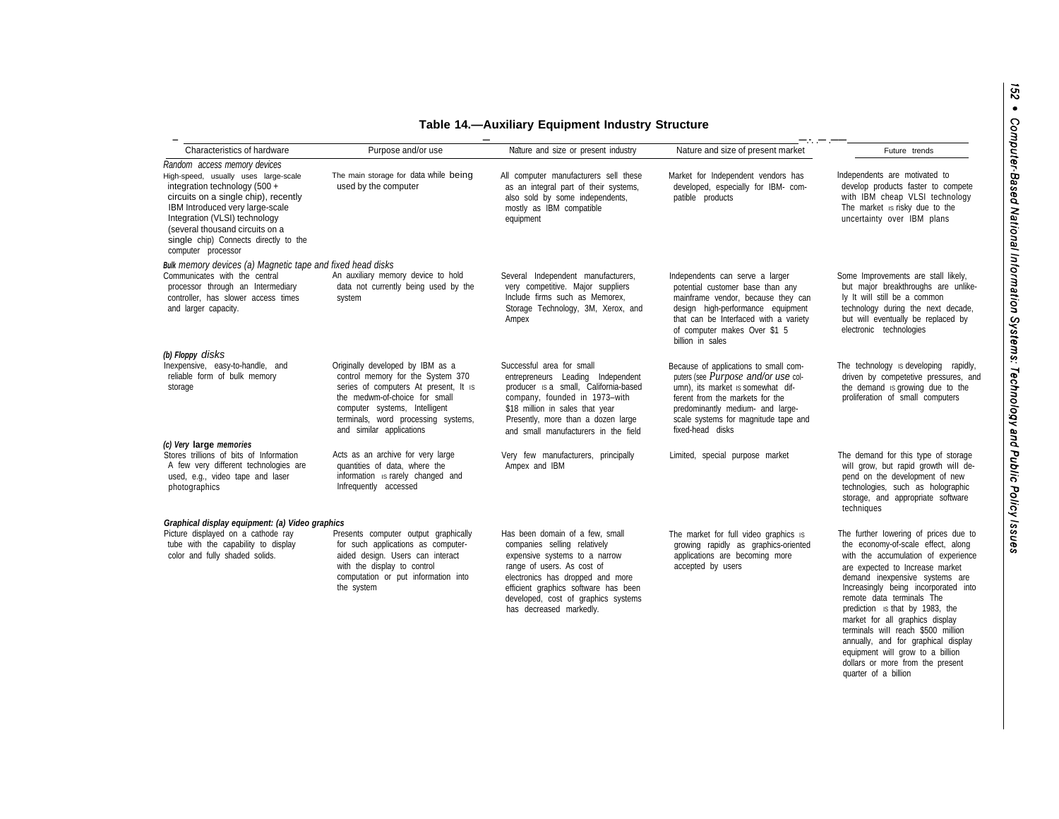**Table 14.—Auxiliary Equipment Industry Structure**

| Characteristics of hardware | Purpose and/or use | Nature and size or present industry | Nature and size of present market | Future trends |
|---|---|---|---|---|
| *Random access memory devices* | | | | |
| High-speed, usually uses large-scale integration technology (500 + circuits on a single chip), recently IBM Introduced very large-scale Integration (VLSI) technology (several thousand circuits on a single chip) Connects directly to the computer processor | The main storage for data while being used by the computer | All computer manufacturers sell these as an integral part of their systems, also sold by some independents, mostly as IBM compatible equipment | Market for Independent vendors has developed, especially for IBM- compatible products | Independents are motivated to develop products faster to compete with IBM cheap VLSI technology The market IS risky due to the uncertainty over IBM plans |
| ***Bulk** memory devices (a) Magnetic tape and fixed head disks* | | | | |
| Communicates with the central processor through an Intermediary controller, has slower access times and larger capacity. | An auxiliary memory device to hold data not currently being used by the system | Several Independent manufacturers, very competitive. Major suppliers Include firms such as Memorex, Storage Technology, 3M, Xerox, and Ampex | Independents can serve a larger potential customer base than any mainframe vendor, because they can design high-performance equipment that can be Interfaced with a variety of computer makes Over $1 5 billion in sales | Some Improvements are stall likely, but major breakthroughs are unlikely It will still be a common technology during the next decade, but will eventually be replaced by electronic technologies |
| ***(b) Floppy** disks* | | | | |
| Inexpensive, easy-to-handle, and reliable form of bulk memory storage | Originally developed by IBM as a control memory for the System 370 series of computers At present, It IS the medwm-of-choice for small computer systems, Intelligent terminals, word processing systems, and similar applications | Successful area for small entrepreneurs Leading Independent producer IS a small, California-based company, founded in 1973–with $18 million in sales that year Presently, more than a dozen large and small manufacturers in the field | Because of applications to small computers (see *Purpose and/or use* column), its market IS somewhat different from the markets for the predominantly medium- and large-scale systems for magnitude tape and fixed-head disks | The technology IS developing rapidly, driven by competetive pressures, and the demand IS growing due to the proliferation of small computers |
| ***(c) Very** large memories* | | | | |
| Stores trillions of bits of Information A few very different technologies are used, e.g., video tape and laser photographics | Acts as an archive for very large quantities of data, where the information IS rarely changed and Infrequently accessed | Very few manufacturers, principally Ampex and IBM | Limited, special purpose market | The demand for this type of storage will grow, but rapid growth will depend on the development of new technologies, such as holographic storage, and appropriate software techniques |
| ***Graphical display equipment: (a) Video graphics*** | | | | |
| Picture displayed on a cathode ray tube with the capability to display color and fully shaded solids. | Presents computer output graphically for such applications as computer-aided design. Users can interact with the display to control computation or put information into the system | Has been domain of a few, small companies selling relatively expensive systems to a narrow range of users. As cost of electronics has dropped and more efficient graphics software has been developed, cost of graphics systems has decreased markedly. | The market for full video graphics IS growing rapidly as graphics-oriented applications are becoming more accepted by users | The further lowering of prices due to the economy-of-scale effect, along with the accumulation of experience are expected to Increase market demand inexpensive systems are Increasingly being incorporated into remote data terminals The prediction IS that by 1983, the market for all graphics display terminals will reach $500 million annually, and for graphical display equipment will grow to a billion dollars or more from the present quarter of a billion |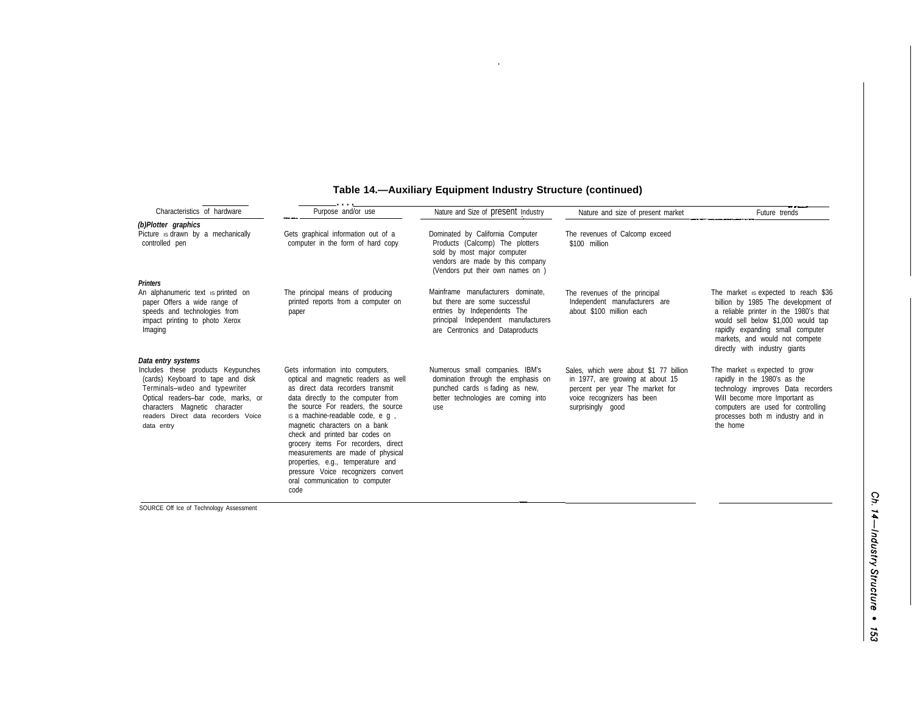**Table 14.—Auxiliary Equipment Industry Structure (continued)**

| Characteristics of hardware | Purpose and/or use | Nature and Size of present Industry | Nature and size of present market | Future trends |
|---|---|---|---|---|
| ***(b)Plotter graphics*** | | | | |
| Picture is drawn by a mechanically controlled pen | Gets graphical information out of a computer in the form of hard copy | Dominated by California Computer Products (Calcomp) The plotters sold by most major computer vendors are made by this company (Vendors put their own names on ) | The revenues of Calcomp exceed $100 million | |
| ***Printers*** | | | | |
| An alphanumeric text is printed on paper Offers a wide range of speeds and technologies from impact printing to photo Xerox Imaging | The principal means of producing printed reports from a computer on paper | Mainframe manufacturers dominate, but there are some successful entries by Independents The principal Independent manufacturers are Centronics and Dataproducts | The revenues of the principal Independent manufacturers are about $100 million each | The market is expected to reach $36 billion by 1985 The development of a reliable printer in the 1980's that would sell below $1,000 would tap rapidly expanding small computer markets, and would not compete directly with industry giants |
| ***Data entry systems*** | | | | |
| Includes these products Keypunches (cards) Keyboard to tape and disk Terminals–wdeo and typewriter Optical readers–bar code, marks, or characters Magnetic character readers Direct data recorders Voice data entry | Gets information into computers, optical and magnetic readers as well as direct data recorders transmit data directly to the computer from the source For readers, the source is a machine-readable code, e g , magnetic characters on a bank check and printed bar codes on grocery items For recorders, direct measurements are made of physical properties, e.g., temperature and pressure Voice recognizers convert oral communication to computer code | Numerous small companies. IBM's domination through the emphasis on punched cards is fading as new, better technologies are coming into use | Sales, which were about $1 77 billion in 1977, are growing at about 15 percent per year The market for voice recognizers has been surprisingly good | The market is expected to grow rapidly in the 1980's as the technology improves Data recorders Will become more Important as computers are used for controlling processes both m industry and in the home |

SOURCE Off Ice of Technology Assessment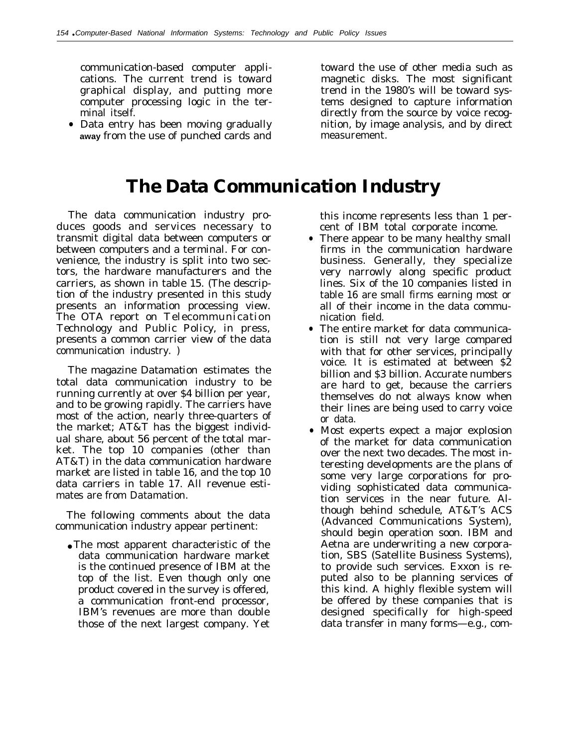communication-based computer applications. The current trend is toward graphical display, and putting more computer processing logic in the terminal itself.

- Data entry has been moving gradually away from the use of punched cards and toward the use of other media such as magnetic disks. The most significant trend in the 1980's will be toward systems designed to capture information directly from the source by voice recognition, by image analysis, and by direct measurement.

# The Data Communication Industry

The data communication industry produces goods and services necessary to transmit digital data between computers or between computers and a terminal. For convenience, the industry is split into two sectors, the hardware manufacturers and the carriers, as shown in table 15. (The description of the industry presented in this study presents an information processing view. The OTA report on *Telecommunication Technology and Public Policy*, in press, presents a common carrier view of the data communication industry. )

The magazine *Datamation* estimates the total data communication industry to be running currently at over $4 billion per year, and to be growing rapidly. The carriers have most of the action, nearly three-quarters of the market; AT&T has the biggest individual share, about 56 percent of the total market. The top 10 companies (other than AT&T) in the data communication hardware market are listed in table 16, and the top 10 data carriers in table 17. All revenue estimates are from *Datamation*.

The following comments about the data communication industry appear pertinent:

- The most apparent characteristic of the data communication hardware market is the continued presence of IBM at the top of the list. Even though only one product covered in the survey is offered, a communication front-end processor, IBM's revenues are more than double those of the next largest company. Yet this income represents less than 1 percent of IBM total corporate income.
- There appear to be many healthy small firms in the communication hardware business. Generally, they specialize very narrowly along specific product lines. Six of the 10 companies listed in table 16 are small firms earning most or all of their income in the data communication field.
- The entire market for data communication is still not very large compared with that for other services, principally voice. It is estimated at between $2 billion and $3 billion. Accurate numbers are hard to get, because the carriers themselves do not always know when their lines are being used to carry voice or data.
- Most experts expect a major explosion of the market for data communication over the next two decades. The most interesting developments are the plans of some very large corporations for providing sophisticated data communication services in the near future. Although behind schedule, AT&T's ACS (Advanced Communications System), should begin operation soon. IBM and Aetna are underwriting a new corporation, SBS (Satellite Business Systems), to provide such services. Exxon is reputed also to be planning services of this kind. A highly flexible system will be offered by these companies that is designed specifically for high-speed data transfer in many forms—e.g., com-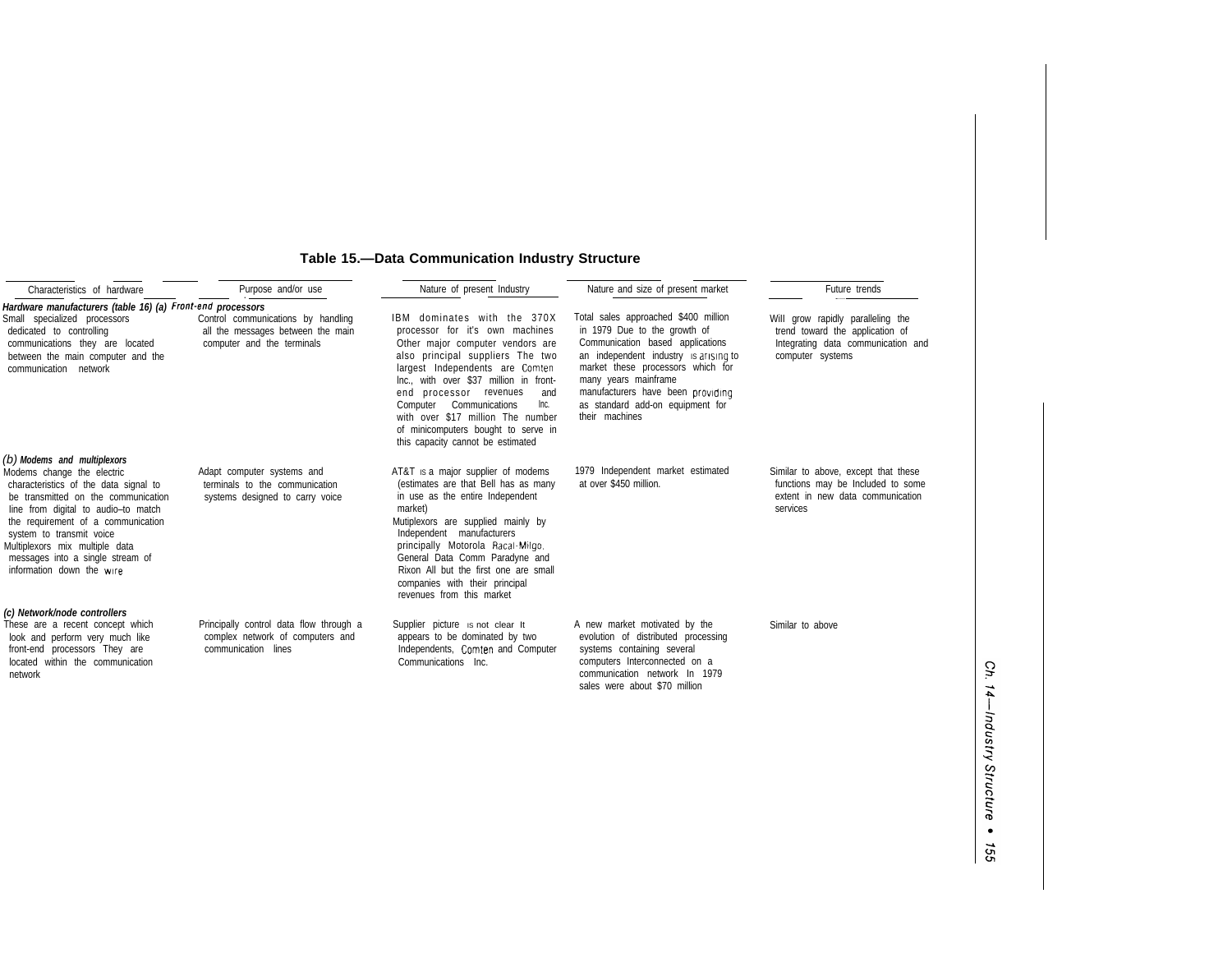## Table 15.—Data Communication Industry Structure

| Characteristics of hardware | Purpose and/or use | Nature of present Industry | Nature and size of present market | Future trends |
|---|---|---|---|---|
| ***Hardware manufacturers (table 16) (a) Front-end processors*** | | | | |
| Small specialized processors dedicated to controlling communications they are located between the main computer and the communication network | Control communications by handling all the messages between the main computer and the terminals | IBM dominates with the 370X processor for it's own machines Other major computer vendors are also principal suppliers The two largest Independents are Comten Inc., with over $37 million in front-end processor revenues and Computer Communications Inc. with over $17 million The number of minicomputers bought to serve in this capacity cannot be estimated | Total sales approached $400 million in 1979 Due to the growth of Communication based applications an independent industry is arising to market these processors which for many years mainframe manufacturers have been providing as standard add-on equipment for their machines | Will grow rapidly paralleling the trend toward the application of Integrating data communication and computer systems |
| ***(b) Modems and multiplexors*** | | | | |
| Modems change the electric characteristics of the data signal to be transmitted on the communication line from digital to audio–to match the requirement of a communication system to transmit voice<br>Multiplexors mix multiple data messages into a single stream of information down the wire | Adapt computer systems and terminals to the communication systems designed to carry voice | AT&T is a major supplier of modems (estimates are that Bell has as many in use as the entire Independent market)<br>Mutiplexors are supplied mainly by Independent manufacturers principally Motorola Racal-Milgo. General Data Comm Paradyne and Rixon All but the first one are small companies with their principal revenues from this market | 1979 Independent market estimated at over $450 million. | Similar to above, except that these functions may be Included to some extent in new data communication services |
| ***(c) Network/node controllers*** | | | | |
| These are a recent concept which look and perform very much like front-end processors They are located within the communication network | Principally control data flow through a complex network of computers and communication lines | Supplier picture is not clear It appears to be dominated by two Independents, Comten and Computer Communications Inc. | A new market motivated by the evolution of distributed processing systems containing several computers Interconnected on a communication network In 1979 sales were about $70 million | Similar to above |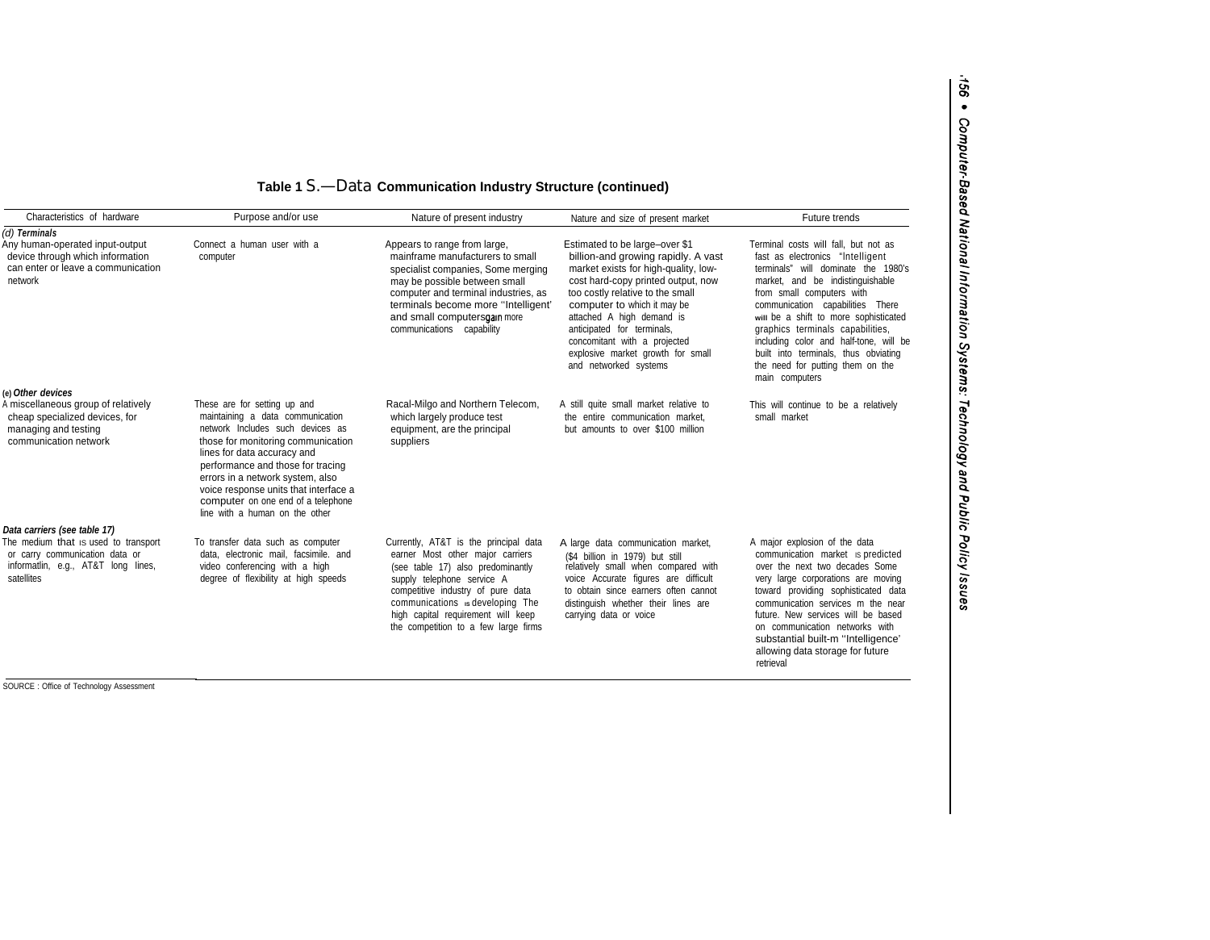**Table 1 S.—Data Communication Industry Structure (continued)**

| Characteristics of hardware | Purpose and/or use | Nature of present industry | Nature and size of present market | Future trends |
|---|---|---|---|---|
| ***(d) Terminals*** | | | | |
| Any human-operated input-output device through which information can enter or leave a communication network | Connect a human user with a computer | Appears to range from large, mainframe manufacturers to small specialist companies, Some merging may be possible between small computer and terminal industries, as terminals become more ''Intelligent' and small computers gain more communications capability | Estimated to be large–over $1 billion-and growing rapidly. A vast market exists for high-quality, low-cost hard-copy printed output, now too costly relative to the small computer to which it may be attached A high demand is anticipated for terminals, concomitant with a projected explosive market growth for small and networked systems | Terminal costs will fall, but not as fast as electronics "Intelligent terminals" will dominate the 1980's market, and be indistinguishable from small computers with communication capabilities There will be a shift to more sophisticated graphics terminals capabilities, including color and half-tone, will be built into terminals, thus obviating the need for putting them on the main computers |
| ***(e) Other devices*** | | | | |
| A miscellaneous group of relatively cheap specialized devices, for managing and testing communication network | These are for setting up and maintaining a data communication network Includes such devices as those for monitoring communication lines for data accuracy and performance and those for tracing errors in a network system, also voice response units that interface a computer on one end of a telephone line with a human on the other | Racal-Milgo and Northern Telecom, which largely produce test equipment, are the principal suppliers | A still quite small market relative to the entire communication market, but amounts to over $100 million | This will continue to be a relatively small market |
| ***Data carriers (see table 17)*** | | | | |
| The medium that is used to transport or carry communication data or informatlin, e.g., AT&T long lines, satellites | To transfer data such as computer data, electronic mail, facsimile. and video conferencing with a high degree of flexibility at high speeds | Currently, AT&T is the principal data earner Most other major carriers (see table 17) also predominantly supply telephone service A competitive industry of pure data communications is developing The high capital requirement will keep the competition to a few large firms | A large data communication market, ($4 billion in 1979) but still relatively small when compared with voice Accurate figures are difficult to obtain since earners often cannot distinguish whether their lines are carrying data or voice | A major explosion of the data communication market is predicted over the next two decades Some very large corporations are moving toward providing sophisticated data communication services m the near future. New services will be based on communication networks with substantial built-m ''Intelligence' allowing data storage for future retrieval |

SOURCE : Office of Technology Assessment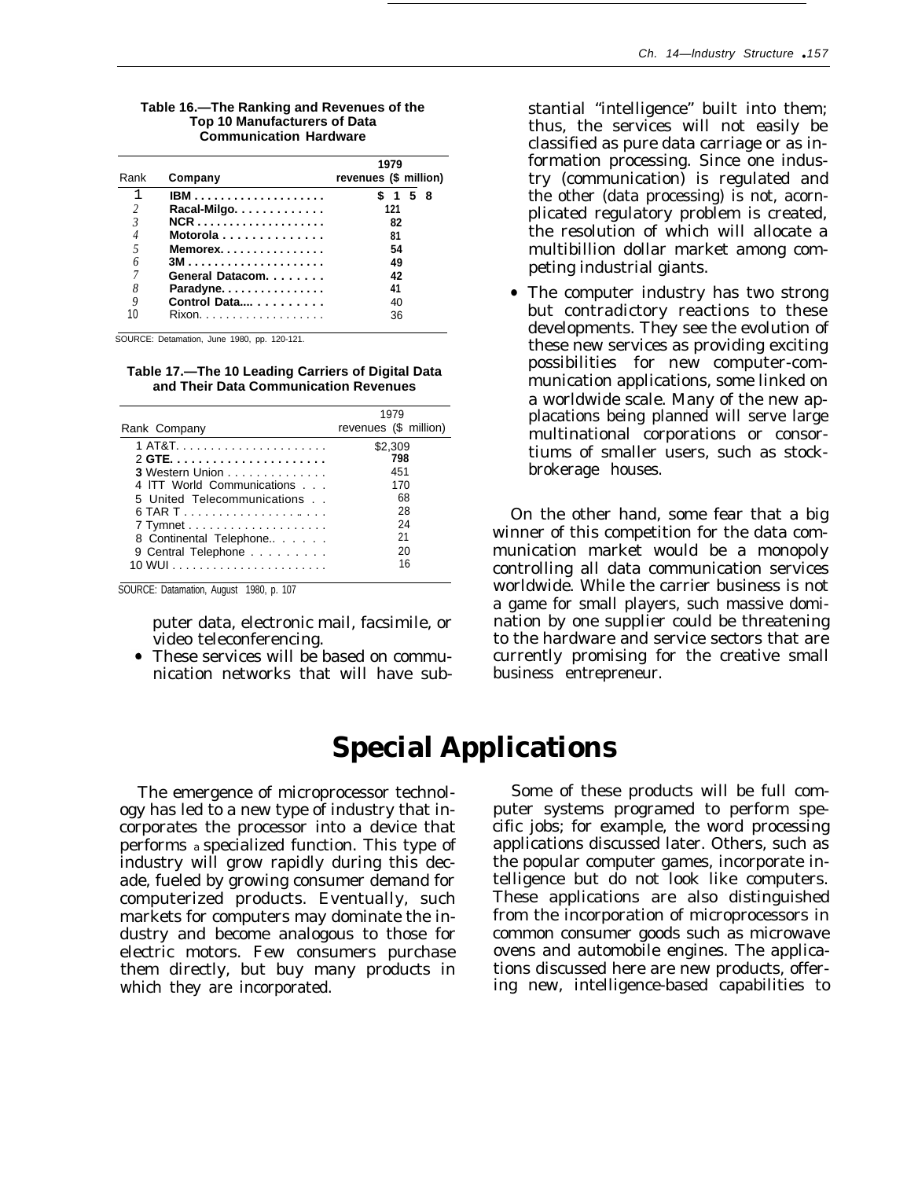**Table 16.—The Ranking and Revenues of the Top 10 Manufacturers of Data Communication Hardware**

| Rank | Company | 1979 revenues ($ million) |
|---|---|---|
| 1 | IBM | $158 |
| 2 | Racal-Milgo | 121 |
| 3 | NCR | 82 |
| 4 | Motorola | 81 |
| 5 | Memorex | 54 |
| 6 | 3M | 49 |
| 7 | General Datacom | 42 |
| 8 | Paradyne | 41 |
| 9 | Control Data | 40 |
| 10 | Rixon | 36 |

SOURCE: Detamation, June 1980, pp. 120-121.

**Table 17.—The 10 Leading Carriers of Digital Data and Their Data Communication Revenues**

| Rank | Company | 1979 revenues ($ million) |
|---|---|---|
| 1 | AT&T | $2,309 |
| 2 | GTE | 798 |
| 3 | Western Union | 451 |
| 4 | ITT World Communications | 170 |
| 5 | United Telecommunications | 68 |
| 6 | TAR T | 28 |
| 7 | Tymnet | 24 |
| 8 | Continental Telephone | 21 |
| 9 | Central Telephone | 20 |
| 10 | WUI | 16 |

SOURCE: Datamation, August 1980, p. 107

puter data, electronic mail, facsimile, or video teleconferencing.

- These services will be based on communication networks that will have substantial "intelligence" built into them; thus, the services will not easily be classified as pure data carriage or as information processing. Since one industry (communication) is regulated and the other (data processing) is not, acornplicated regulatory problem is created, the resolution of which will allocate a multibillion dollar market among competing industrial giants.
- The computer industry has two strong but contradictory reactions to these developments. They see the evolution of these new services as providing exciting possibilities for new computer-communication applications, some linked on a worldwide scale. Many of the new applacations being planned will serve large multinational corporations or consortiums of smaller users, such as stockbrokerage houses.

On the other hand, some fear that a big winner of this competition for the data communication market would be a monopoly controlling all data communication services worldwide. While the carrier business is not a game for small players, such massive domination by one supplier could be threatening to the hardware and service sectors that are currently promising for the creative small business entrepreneur.

# Special Applications

The emergence of microprocessor technology has led to a new type of industry that incorporates the processor into a device that performs a specialized function. This type of industry will grow rapidly during this decade, fueled by growing consumer demand for computerized products. Eventually, such markets for computers may dominate the industry and become analogous to those for electric motors. Few consumers purchase them directly, but buy many products in which they are incorporated.

Some of these products will be full computer systems programed to perform specific jobs; for example, the word processing applications discussed later. Others, such as the popular computer games, incorporate intelligence but do not look like computers. These applications are also distinguished from the incorporation of microprocessors in common consumer goods such as microwave ovens and automobile engines. The applications discussed here are new products, offering new, intelligence-based capabilities to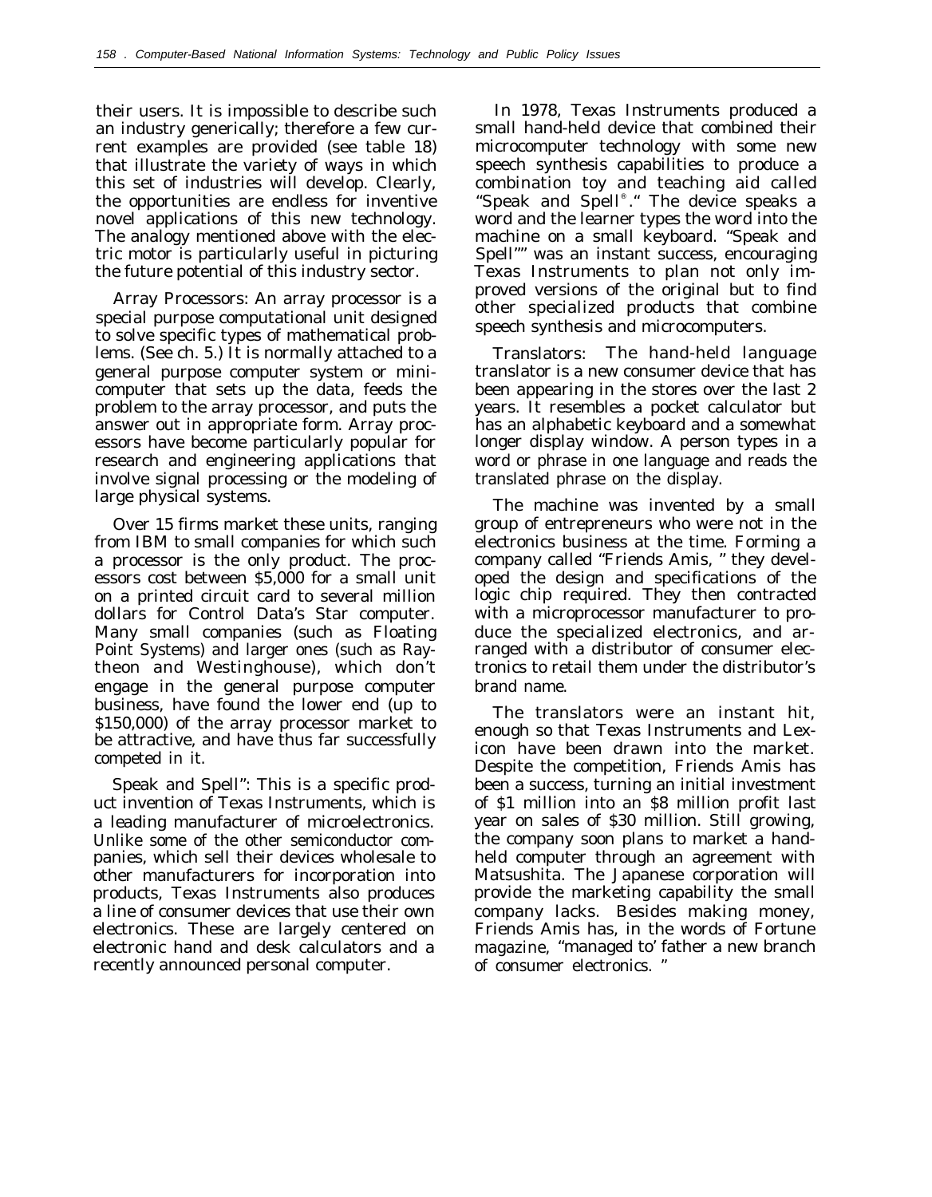their users. It is impossible to describe such an industry generically; therefore a few current examples are provided (see table 18) that illustrate the variety of ways in which this set of industries will develop. Clearly, the opportunities are endless for inventive novel applications of this new technology. The analogy mentioned above with the electric motor is particularly useful in picturing the future potential of this industry sector.

Array Processors: An array processor is a special purpose computational unit designed to solve specific types of mathematical problems. (See ch. 5.) It is normally attached to a general purpose computer system or minicomputer that sets up the data, feeds the problem to the array processor, and puts the answer out in appropriate form. Array processors have become particularly popular for research and engineering applications that involve signal processing or the modeling of large physical systems.

Over 15 firms market these units, ranging from IBM to small companies for which such a processor is the only product. The processors cost between $5,000 for a small unit on a printed circuit card to several million dollars for Control Data's Star computer. Many small companies (such as Floating Point Systems) and larger ones (such as Raytheon and Westinghouse), which don't engage in the general purpose computer business, have found the lower end (up to $150,000) of the array processor market to be attractive, and have thus far successfully competed in it.

Speak and Spell": This is a specific product invention of Texas Instruments, which is a leading manufacturer of microelectronics. Unlike some of the other semiconductor companies, which sell their devices wholesale to other manufacturers for incorporation into products, Texas Instruments also produces a line of consumer devices that use their own electronics. These are largely centered on electronic hand and desk calculators and a recently announced personal computer.

In 1978, Texas Instruments produced a small hand-held device that combined their microcomputer technology with some new speech synthesis capabilities to produce a combination toy and teaching aid called "Speak and Spell®." The device speaks a word and the learner types the word into the machine on a small keyboard. "Speak and Spell"" was an instant success, encouraging Texas Instruments to plan not only improved versions of the original but to find other specialized products that combine speech synthesis and microcomputers.

Translators: The hand-held language translator is a new consumer device that has been appearing in the stores over the last 2 years. It resembles a pocket calculator but has an alphabetic keyboard and a somewhat longer display window. A person types in a word or phrase in one language and reads the translated phrase on the display.

The machine was invented by a small group of entrepreneurs who were not in the electronics business at the time. Forming a company called "Friends Amis, " they developed the design and specifications of the logic chip required. They then contracted with a microprocessor manufacturer to produce the specialized electronics, and arranged with a distributor of consumer electronics to retail them under the distributor's brand name.

The translators were an instant hit, enough so that Texas Instruments and Lexicon have been drawn into the market. Despite the competition, Friends Amis has been a success, turning an initial investment of $1 million into an $8 million profit last year on sales of $30 million. Still growing, the company soon plans to market a hand-held computer through an agreement with Matsushita. The Japanese corporation will provide the marketing capability the small company lacks. Besides making money, Friends Amis has, in the words of Fortune magazine, "managed to' father a new branch of consumer electronics. "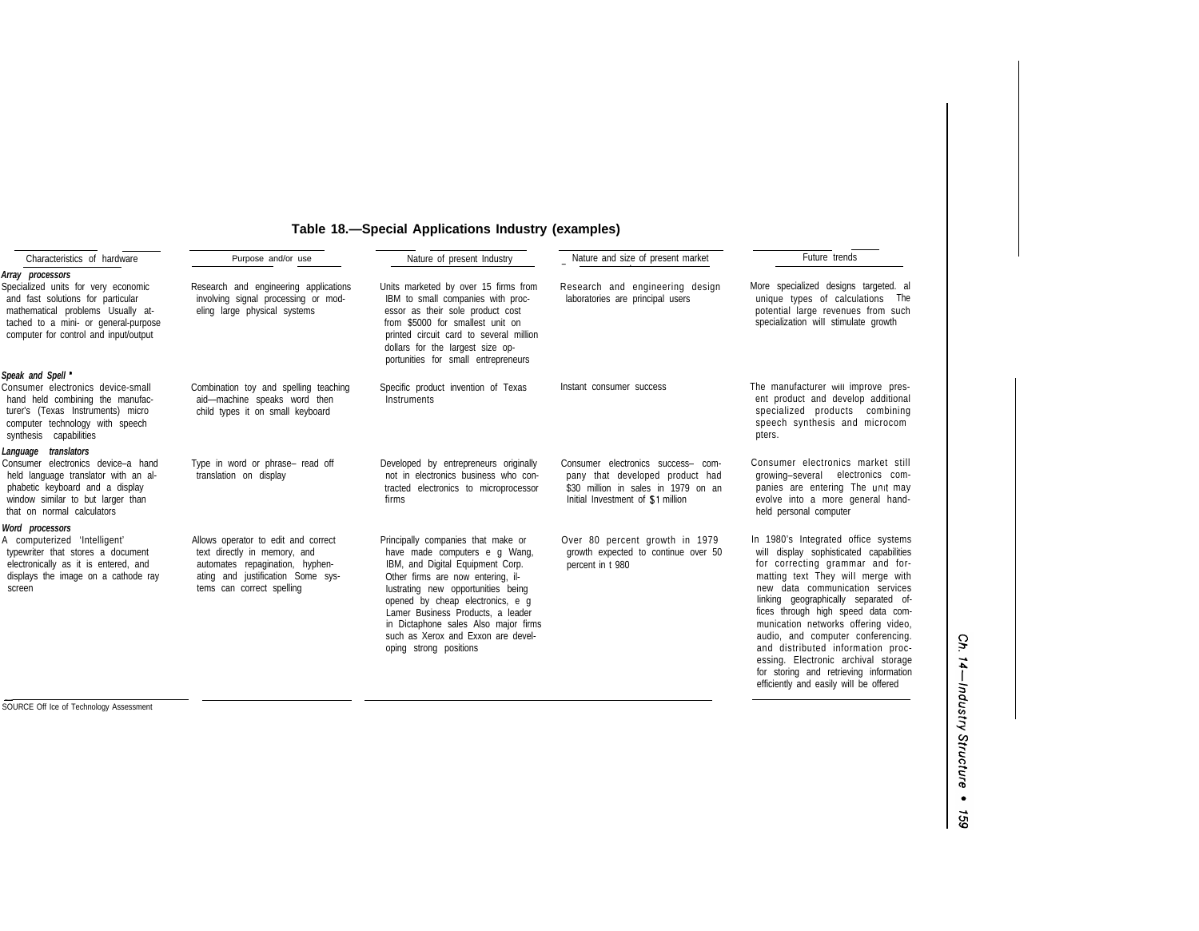**Table 18.—Special Applications Industry (examples)**

| Characteristics of hardware | Purpose and/or use | Nature of present Industry | Nature and size of present market | Future trends |
|---|---|---|---|---|
| ***Array processors*** | | | | |
| Specialized units for very economic and fast solutions for particular mathematical problems Usually attached to a mini- or general-purpose computer for control and input/output | Research and engineering applications involving signal processing or modeling large physical systems | Units marketed by over 15 firms from IBM to small companies with processor as their sole product cost from $5000 for smallest unit on printed circuit card to several million dollars for the largest size opportunities for small entrepreneurs | Research and engineering design laboratories are principal users | More specialized designs targeted. al unique types of calculations The potential large revenues from such specialization will stimulate growth |
| ***Speak and Spell*** • | | | | |
| Consumer electronics device-small hand held combining the manufacturer's (Texas Instruments) micro computer technology with speech synthesis capabilities | Combination toy and spelling teaching aid—machine speaks word then child types it on small keyboard | Specific product invention of Texas Instruments | Instant consumer success | The manufacturer will improve present product and develop additional specialized products combining speech synthesis and microcom pters. |
| ***Language translators*** | | | | |
| Consumer electronics device–a hand held language translator with an alphabetic keyboard and a display window similar to but larger than that on normal calculators | Type in word or phrase– read off translation on display | Developed by entrepreneurs originally not in electronics business who contracted electronics to microprocessor firms | Consumer electronics success– company that developed product had $30 million in sales in 1979 on an Initial Investment of $1 million | Consumer electronics market still growing–several electronics companies are entering The unit may evolve into a more general hand-held personal computer |
| ***Word processors*** | | | | |
| A computerized 'Intelligent' typewriter that stores a document electronically as it is entered, and displays the image on a cathode ray screen | Allows operator to edit and correct text directly in memory, and automates repagination, hyphenating and justification Some systems can correct spelling | Principally companies that make or have made computers e g Wang, IBM, and Digital Equipment Corp. Other firms are now entering, illustrating new opportunities being opened by cheap electronics, e g Lamer Business Products, a leader in Dictaphone sales Also major firms such as Xerox and Exxon are developing strong positions | Over 80 percent growth in 1979 growth expected to continue over 50 percent in 1980 | In 1980's Integrated office systems will display sophisticated capabilities for correcting grammar and formatting text They will merge with new data communication services linking geographically separated offices through high speed data communication networks offering video, audio, and computer conferencing. and distributed information processing. Electronic archival storage for storing and retrieving information efficiently and easily will be offered |

SOURCE Off Ice of Technology Assessment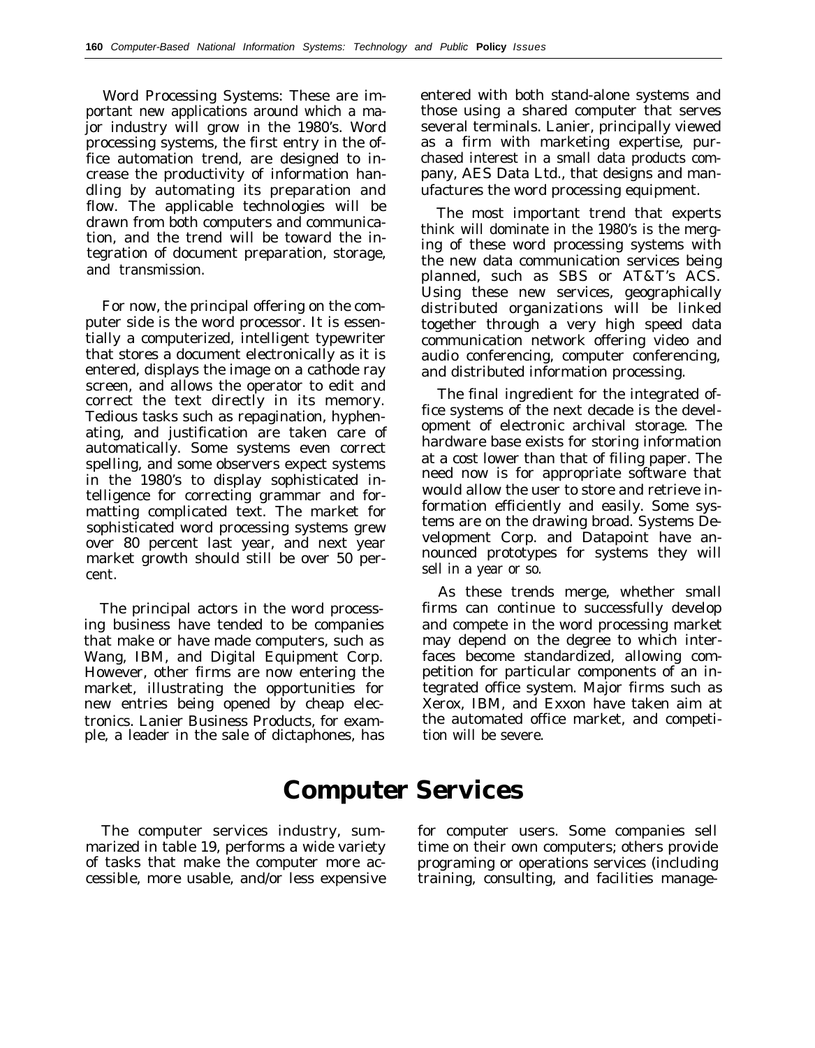Word Processing Systems: These are important new applications around which a major industry will grow in the 1980's. Word processing systems, the first entry in the office automation trend, are designed to increase the productivity of information handling by automating its preparation and flow. The applicable technologies will be drawn from both computers and communication, and the trend will be toward the integration of document preparation, storage, and transmission.

For now, the principal offering on the computer side is the word processor. It is essentially a computerized, intelligent typewriter that stores a document electronically as it is entered, displays the image on a cathode ray screen, and allows the operator to edit and correct the text directly in its memory. Tedious tasks such as repagination, hyphenating, and justification are taken care of automatically. Some systems even correct spelling, and some observers expect systems in the 1980's to display sophisticated intelligence for correcting grammar and formatting complicated text. The market for sophisticated word processing systems grew over 80 percent last year, and next year market growth should still be over 50 percent.

The principal actors in the word processing business have tended to be companies that make or have made computers, such as Wang, IBM, and Digital Equipment Corp. However, other firms are now entering the market, illustrating the opportunities for new entries being opened by cheap electronics. Lanier Business Products, for example, a leader in the sale of dictaphones, has entered with both stand-alone systems and those using a shared computer that serves several terminals. Lanier, principally viewed as a firm with marketing expertise, purchased interest in a small data products company, AES Data Ltd., that designs and manufactures the word processing equipment.

The most important trend that experts think will dominate in the 1980's is the merging of these word processing systems with the new data communication services being planned, such as SBS or AT&T's ACS. Using these new services, geographically distributed organizations will be linked together through a very high speed data communication network offering video and audio conferencing, computer conferencing, and distributed information processing.

The final ingredient for the integrated office systems of the next decade is the development of electronic archival storage. The hardware base exists for storing information at a cost lower than that of filing paper. The need now is for appropriate software that would allow the user to store and retrieve information efficiently and easily. Some systems are on the drawing broad. Systems Development Corp. and Datapoint have announced prototypes for systems they will sell in a year or so.

As these trends merge, whether small firms can continue to successfully develop and compete in the word processing market may depend on the degree to which interfaces become standardized, allowing competition for particular components of an integrated office system. Major firms such as Xerox, IBM, and Exxon have taken aim at the automated office market, and competition will be severe.

## Computer Services

The computer services industry, summarized in table 19, performs a wide variety of tasks that make the computer more accessible, more usable, and/or less expensive for computer users. Some companies sell time on their own computers; others provide programing or operations services (including training, consulting, and facilities manage-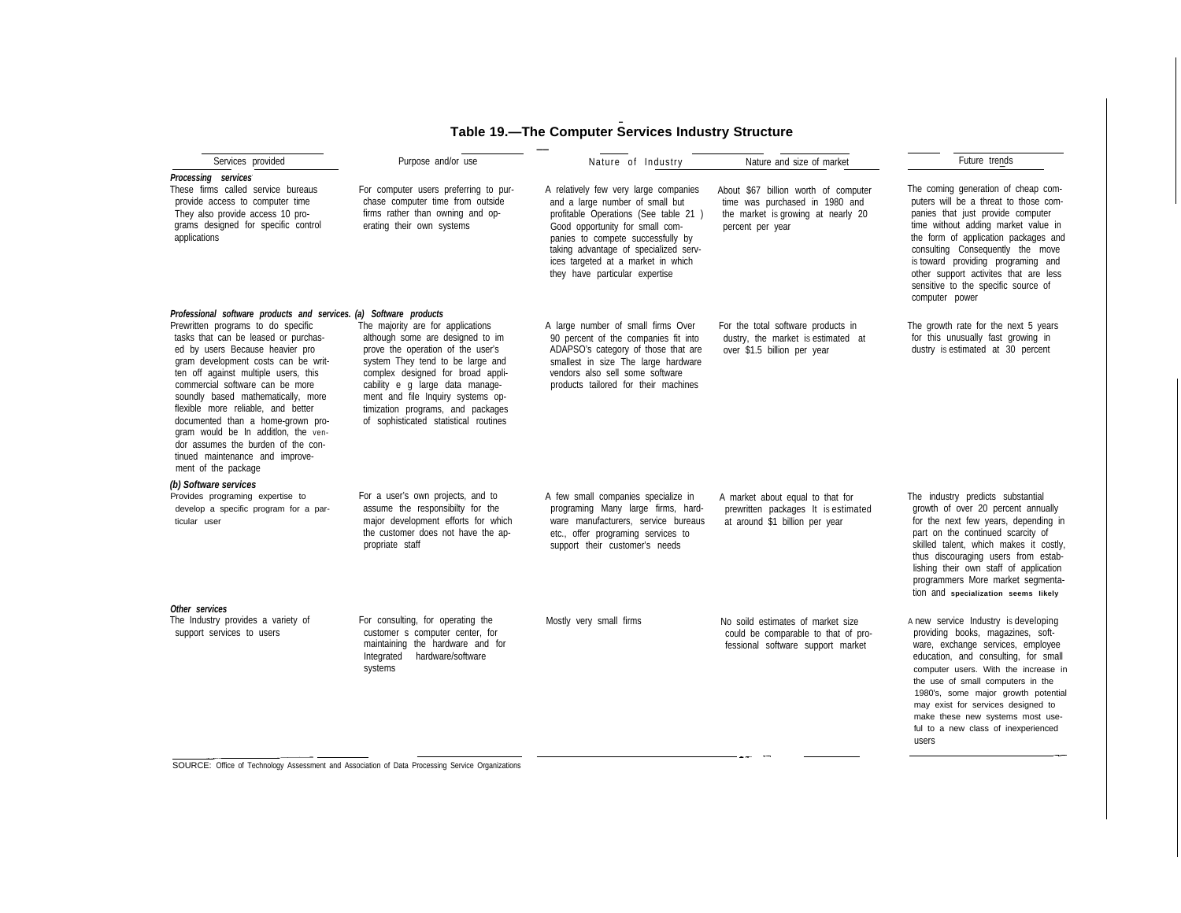## Table 19.—The Computer Services Industry Structure

| Services provided | Purpose and/or use | Nature of Industry | Nature and size of market | Future trends |
|---|---|---|---|---|
| ***Processing services*** | | | | |
| These firms called service bureaus provide access to computer time They also provide access 10 programs designed for specific control applications | For computer users preferring to purchase computer time from outside firms rather than owning and operating their own systems | A relatively few very large companies and a large number of small but profitable Operations (See table 21 ) Good opportunity for small companies to compete successfully by taking advantage of specialized services targeted at a market in which they have particular expertise | About $67 billion worth of computer time was purchased in 1980 and the market is growing at nearly 20 percent per year | The coming generation of cheap computers will be a threat to those companies that just provide computer time without adding market value in the form of application packages and consulting Consequently the move is toward providing programing and other support activites that are less sensitive to the specific source of computer power |
| ***Professional software products and services. (a) Software products*** | | | | |
| Prewritten programs to do specific tasks that can be leased or purchased by users Because heavier program development costs can be written off against multiple users, this commercial software can be more soundly based mathematically, more flexible more reliable, and better documented than a home-grown program would be In addltlon, the vendor assumes the burden of the continued maintenance and improvement of the package | The majority are for applications although some are designed to improve the operation of the user's system They tend to be large and complex designed for broad applicability e g large data management and file Inquiry systems optimization programs, and packages of sophisticated statistical routines | A large number of small firms Over 90 percent of the companies fit into ADAPSO's category of those that are smallest in size The large hardware vendors also sell some software products tailored for their machines | For the total software products industry, the market is estimated at over $1.5 billion per year | The growth rate for the next 5 years for this unusually fast growing industry is estimated at 30 percent |
| ***(b) Software services*** | | | | |
| Provides programing expertise to develop a specific program for a particular user | For a user's own projects, and to assume the responsibilty for the major development efforts for which the customer does not have the appropriate staff | A few small companies specialize in programing Many large firms, hardware manufacturers, service bureaus etc., offer programing services to support their customer's needs | A market about equal to that for prewritten packages It is estimated at around $1 billion per year | The industry predicts substantial growth of over 20 percent annually for the next few years, depending in part on the continued scarcity of skilled talent, which makes it costly, thus discouraging users from establishing their own staff of application programmers More market segmentation and specialization seems likely |
| ***Other services*** | | | | |
| The Industry provides a variety of support services to users | For consulting, for operating the customer s computer center, for maintaining the hardware and for Integrated hardware/software systems | Mostly very small firms | No soild estimates of market size could be comparable to that of professional software support market | A new service Industry is developing providing books, magazines, software, exchange services, employee education, and consulting, for small computer users. With the increase in the use of small computers in the 1980's, some major growth potential may exist for services designed to make these new systems most useful to a new class of inexperienced users |

SOURCE: Office of Technology Assessment and Association of Data Processing Service Organizations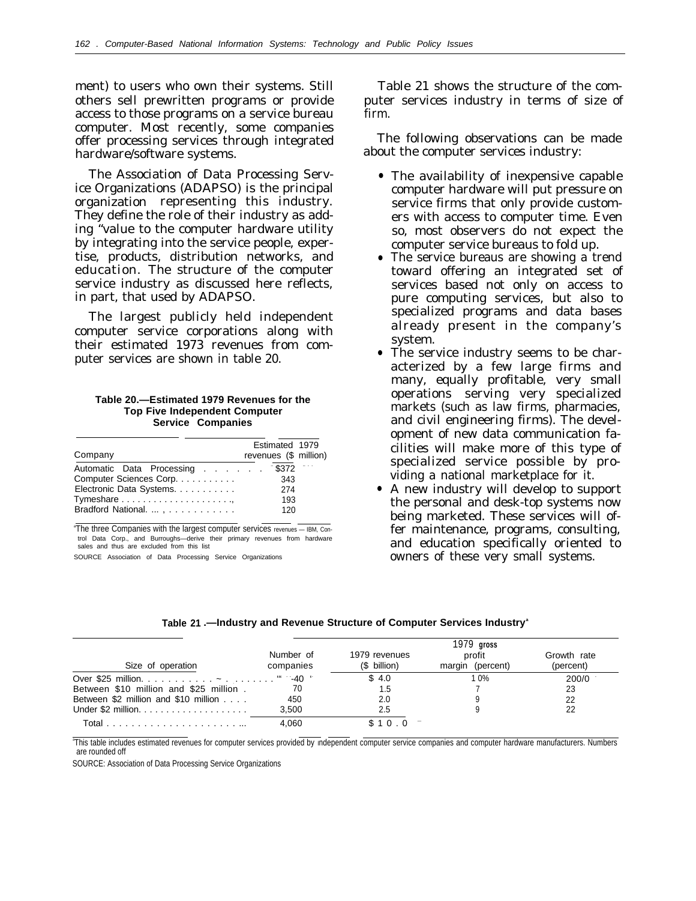ment) to users who own their systems. Still others sell prewritten programs or provide access to those programs on a service bureau computer. Most recently, some companies offer processing services through integrated hardware/software systems.

The Association of Data Processing Service Organizations (ADAPSO) is the principal organization representing this industry. They define the role of their industry as adding "value to the computer hardware utility by integrating into the service people, expertise, products, distribution networks, and education. The structure of the computer service industry as discussed here reflects, in part, that used by ADAPSO.

The largest publicly held independent computer service corporations along with their estimated 1973 revenues from computer services are shown in table 20.

**Table 20.—Estimated 1979 Revenues for the Top Five Independent Computer Service Companies**

| Company | Estimated 1979 revenues ($ million) |
|---|---|
| Automatic Data Processing | $372 |
| Computer Sciences Corp. | 343 |
| Electronic Data Systems. | 274 |
| Tymeshare | 193 |
| Bradford National. | 120 |

[a]The three Companies with the largest computer services revenues — IBM, Control Data Corp., and Burroughs—derive their primary revenues from hardware sales and thus are excluded from this list

SOURCE Association of Data Processing Service Organizations

Table 21 shows the structure of the computer services industry in terms of size of firm.

The following observations can be made about the computer services industry:

- The availability of inexpensive capable computer hardware will put pressure on service firms that only provide customers with access to computer time. Even so, most observers do not expect the computer service bureaus to fold up.
- The service bureaus are showing a trend toward offering an integrated set of services based not only on access to pure computing services, but also to specialized programs and data bases already present in the company's system.
- The service industry seems to be characterized by a few large firms and many, equally profitable, very small operations serving very specialized markets (such as law firms, pharmacies, and civil engineering firms). The development of new data communication facilities will make more of this type of specialized service possible by providing a national marketplace for it.
- A new industry will develop to support the personal and desk-top systems now being marketed. These services will offer maintenance, programs, consulting, and education specifically oriented to owners of these very small systems.

**Table 21.—Industry and Revenue Structure of Computer Services Industry[a]**

| Size of operation | Number of companies | 1979 revenues ($ billion) | 1979 gross profit margin (percent) | Growth rate (percent) |
|---|---|---|---|---|
| Over $25 million. | 40 | $ 4.0 | 10% | 20% |
| Between $10 million and $25 million | 70 | 1.5 | 7 | 23 |
| Between $2 million and $10 million | 450 | 2.0 | 9 | 22 |
| Under $2 million. | 3,500 | 2.5 | 9 | 22 |
| Total | 4,060 | $10.0 | | |

[a]This table includes estimated revenues for computer services provided by independent computer service companies and computer hardware manufacturers. Numbers are rounded off

SOURCE: Association of Data Processing Service Organizations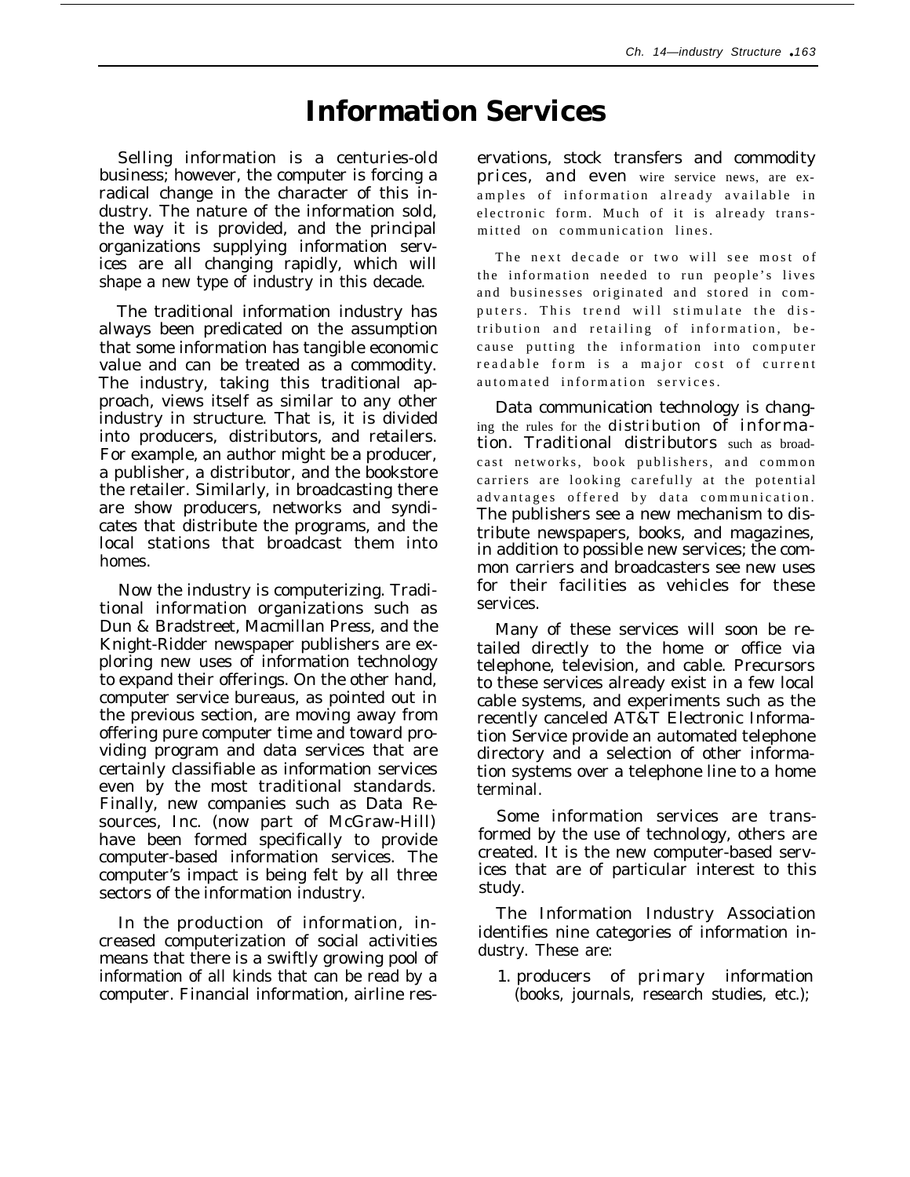# Information Services

Selling information is a centuries-old business; however, the computer is forcing a radical change in the character of this industry. The nature of the information sold, the way it is provided, and the principal organizations supplying information services are all changing rapidly, which will shape a new type of industry in this decade.

The traditional information industry has always been predicated on the assumption that some information has tangible economic value and can be treated as a commodity. The industry, taking this traditional approach, views itself as similar to any other industry in structure. That is, it is divided into producers, distributors, and retailers. For example, an author might be a producer, a publisher, a distributor, and the bookstore the retailer. Similarly, in broadcasting there are show producers, networks and syndicates that distribute the programs, and the local stations that broadcast them into homes.

Now the industry is computerizing. Traditional information organizations such as Dun & Bradstreet, Macmillan Press, and the Knight-Ridder newspaper publishers are exploring new uses of information technology to expand their offerings. On the other hand, computer service bureaus, as pointed out in the previous section, are moving away from offering pure computer time and toward providing program and data services that are certainly classifiable as information services even by the most traditional standards. Finally, new companies such as Data Resources, Inc. (now part of McGraw-Hill) have been formed specifically to provide computer-based information services. The computer's impact is being felt by all three sectors of the information industry.

In the production of information, increased computerization of social activities means that there is a swiftly growing pool of information of all kinds that can be read by a computer. Financial information, airline reservations, stock transfers and commodity prices, and even wire service news, are examples of information already available in electronic form. Much of it is already transmitted on communication lines.

The next decade or two will see most of the information needed to run people's lives and businesses originated and stored in computers. This trend will stimulate the distribution and retailing of information, because putting the information into computer readable form is a major cost of current automated information services.

Data communication technology is changing the rules for the distribution of information. Traditional distributors such as broadcast networks, book publishers, and common carriers are looking carefully at the potential advantages offered by data communication. The publishers see a new mechanism to distribute newspapers, books, and magazines, in addition to possible new services; the common carriers and broadcasters see new uses for their facilities as vehicles for these services.

Many of these services will soon be retailed directly to the home or office via telephone, television, and cable. Precursors to these services already exist in a few local cable systems, and experiments such as the recently canceled AT&T Electronic Information Service provide an automated telephone directory and a selection of other information systems over a telephone line to a home terminal.

Some information services are transformed by the use of technology, others are created. It is the new computer-based services that are of particular interest to this study.

The Information Industry Association identifies nine categories of information industry. These are:

1. producers of primary information (books, journals, research studies, etc.);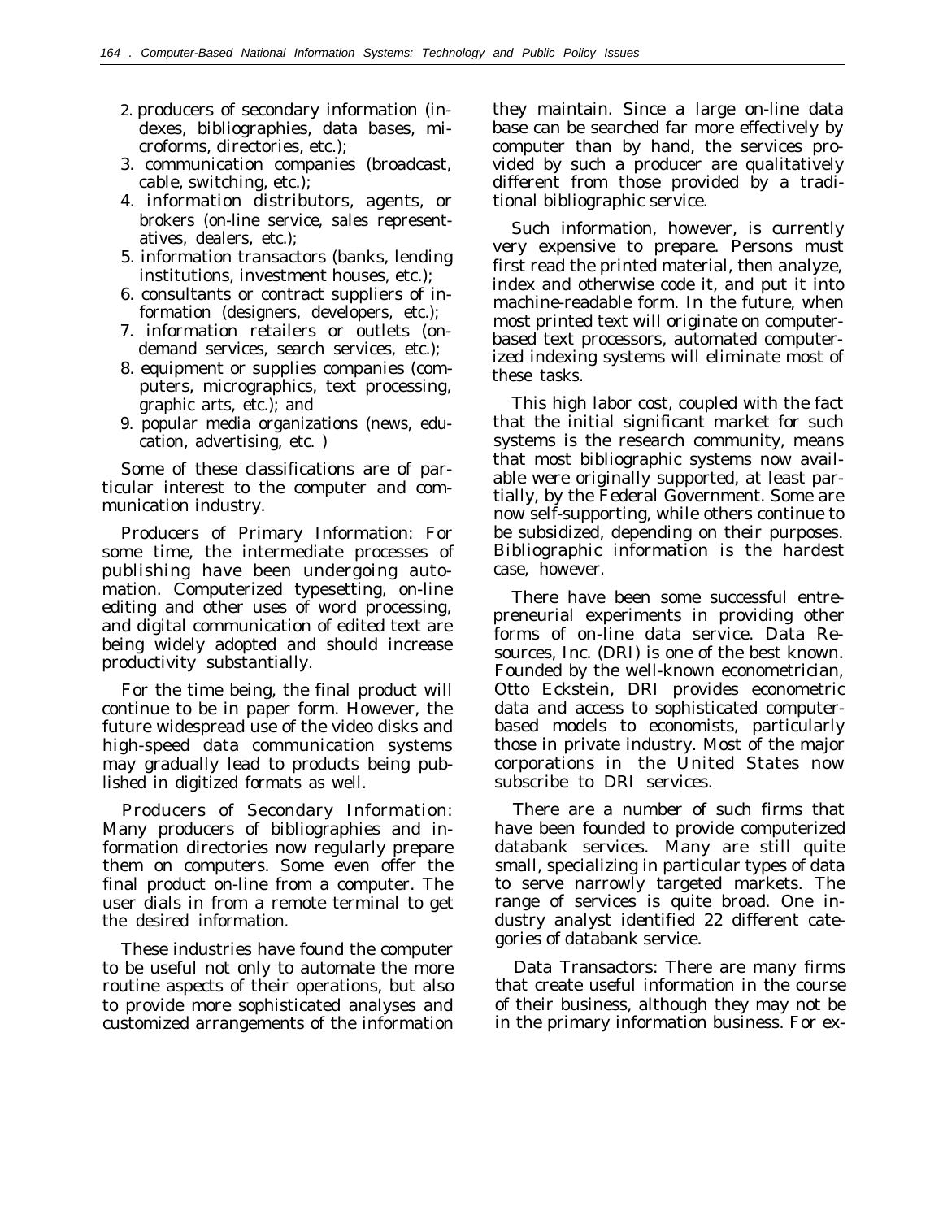2. producers of secondary information (indexes, bibliographies, data bases, microforms, directories, etc.);
3. communication companies (broadcast, cable, switching, etc.);
4. information distributors, agents, or brokers (on-line service, sales representatives, dealers, etc.);
5. information transactors (banks, lending institutions, investment houses, etc.);
6. consultants or contract suppliers of information (designers, developers, etc.);
7. information retailers or outlets (on-demand services, search services, etc.);
8. equipment or supplies companies (computers, micrographics, text processing, graphic arts, etc.); and
9. popular media organizations (news, education, advertising, etc. )

Some of these classifications are of particular interest to the computer and communication industry.

Producers of Primary Information: For some time, the intermediate processes of publishing have been undergoing automation. Computerized typesetting, on-line editing and other uses of word processing, and digital communication of edited text are being widely adopted and should increase productivity substantially.

For the time being, the final product will continue to be in paper form. However, the future widespread use of the video disks and high-speed data communication systems may gradually lead to products being published in digitized formats as well.

Producers of Secondary Information: Many producers of bibliographies and information directories now regularly prepare them on computers. Some even offer the final product on-line from a computer. The user dials in from a remote terminal to get the desired information.

These industries have found the computer to be useful not only to automate the more routine aspects of their operations, but also to provide more sophisticated analyses and customized arrangements of the information they maintain. Since a large on-line data base can be searched far more effectively by computer than by hand, the services provided by such a producer are qualitatively different from those provided by a traditional bibliographic service.

Such information, however, is currently very expensive to prepare. Persons must first read the printed material, then analyze, index and otherwise code it, and put it into machine-readable form. In the future, when most printed text will originate on computer-based text processors, automated computerized indexing systems will eliminate most of these tasks.

This high labor cost, coupled with the fact that the initial significant market for such systems is the research community, means that most bibliographic systems now available were originally supported, at least partially, by the Federal Government. Some are now self-supporting, while others continue to be subsidized, depending on their purposes. Bibliographic information is the hardest case, however.

There have been some successful entrepreneurial experiments in providing other forms of on-line data service. Data Resources, Inc. (DRI) is one of the best known. Founded by the well-known econometrician, Otto Eckstein, DRI provides econometric data and access to sophisticated computer-based models to economists, particularly those in private industry. Most of the major corporations in the United States now subscribe to DRI services.

There are a number of such firms that have been founded to provide computerized databank services. Many are still quite small, specializing in particular types of data to serve narrowly targeted markets. The range of services is quite broad. One industry analyst identified 22 different categories of databank service.

Data Transactors: There are many firms that create useful information in the course of their business, although they may not be in the primary information business. For ex-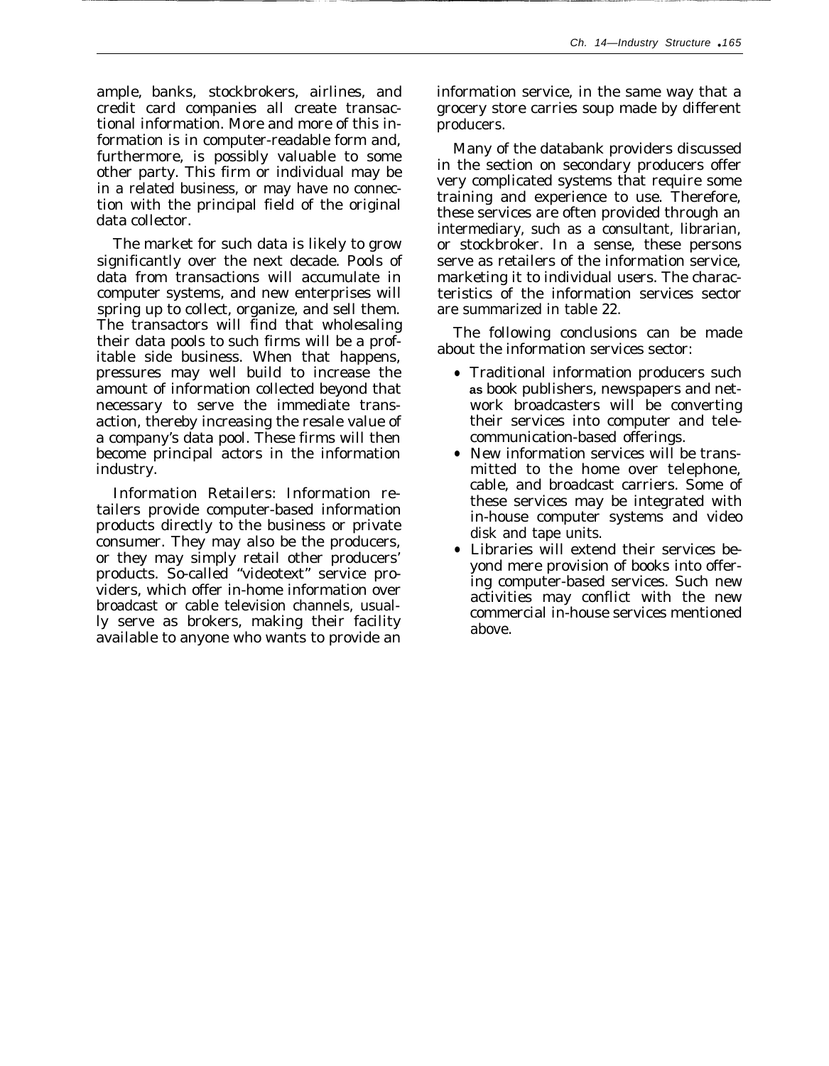ample, banks, stockbrokers, airlines, and credit card companies all create transactional information. More and more of this information is in computer-readable form and, furthermore, is possibly valuable to some other party. This firm or individual may be in a related business, or may have no connection with the principal field of the original data collector.

The market for such data is likely to grow significantly over the next decade. Pools of data from transactions will accumulate in computer systems, and new enterprises will spring up to collect, organize, and sell them. The transactors will find that wholesaling their data pools to such firms will be a profitable side business. When that happens, pressures may well build to increase the amount of information collected beyond that necessary to serve the immediate transaction, thereby increasing the resale value of a company's data pool. These firms will then become principal actors in the information industry.

Information Retailers: Information retailers provide computer-based information products directly to the business or private consumer. They may also be the producers, or they may simply retail other producers' products. So-called "videotext" service providers, which offer in-home information over broadcast or cable television channels, usually serve as brokers, making their facility available to anyone who wants to provide an information service, in the same way that a grocery store carries soup made by different producers.

Many of the databank providers discussed in the section on secondary producers offer very complicated systems that require some training and experience to use. Therefore, these services are often provided through an intermediary, such as a consultant, librarian, or stockbroker. In a sense, these persons serve as retailers of the information service, marketing it to individual users. The characteristics of the information services sector are summarized in table 22.

The following conclusions can be made about the information services sector:

- Traditional information producers such as book publishers, newspapers and network broadcasters will be converting their services into computer and telecommunication-based offerings.
- New information services will be transmitted to the home over telephone, cable, and broadcast carriers. Some of these services may be integrated with in-house computer systems and video disk and tape units.
- Libraries will extend their services beyond mere provision of books into offering computer-based services. Such new activities may conflict with the new commercial in-house services mentioned above.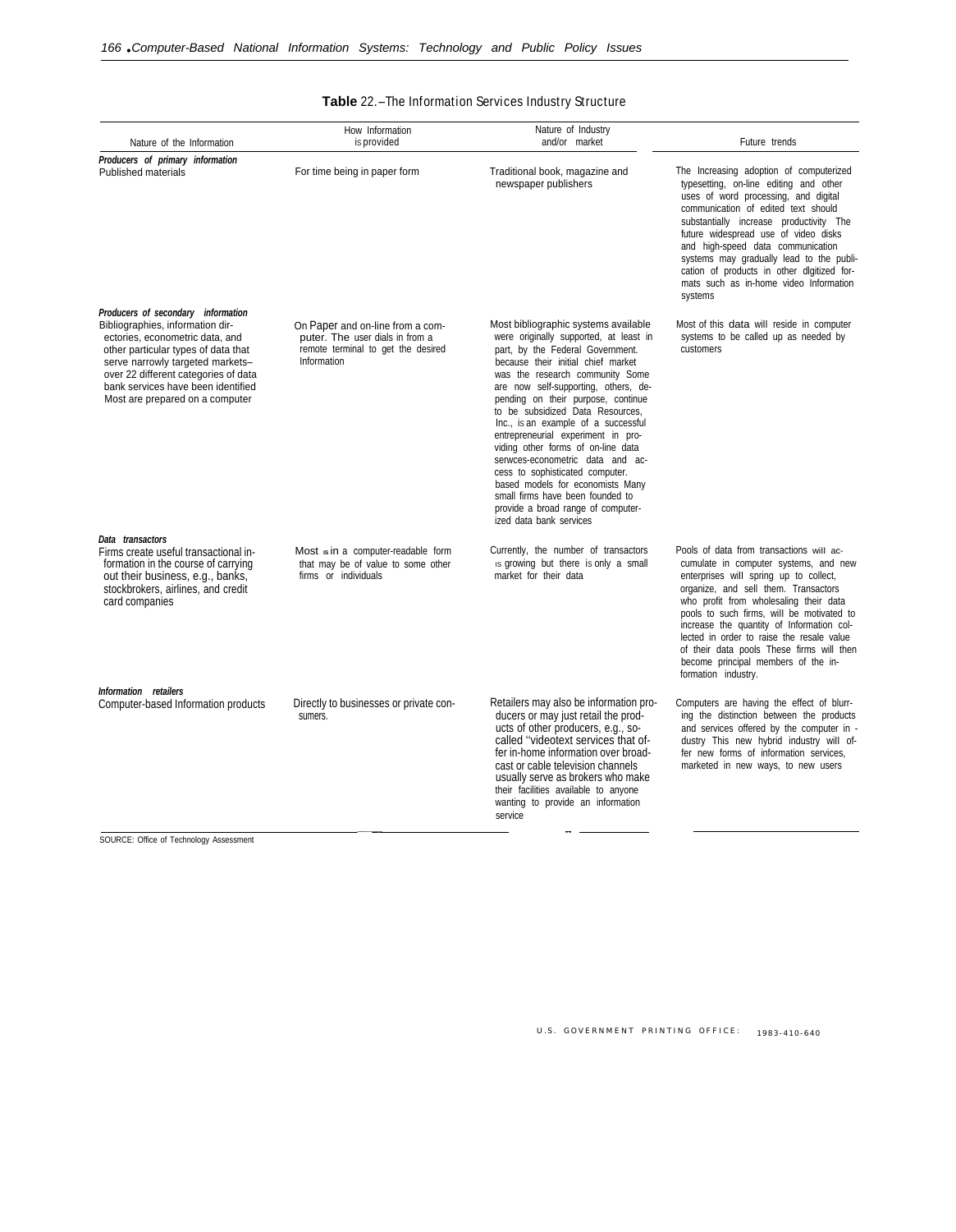**Table** 22.—The Information Services Industry Structure

| Nature of the Information | How Information is provided | Nature of Industry and/or market | Future trends |
|---|---|---|---|
| ***Producers of primary information*** | | | |
| Published materials | For time being in paper form | Traditional book, magazine and newspaper publishers | The Increasing adoption of computerized typesetting, on-line editing and other uses of word processing, and digital communication of edited text should substantially increase productivity The future widespread use of video disks and high-speed data communication systems may gradually lead to the publication of products in other dlgitized formats such as in-home video Information systems |
| ***Producers of secondary information*** | | | |
| Bibliographies, information directories, econometric data, and other particular types of data that serve narrowly targeted markets–over 22 different categories of data bank services have been identified Most are prepared on a computer | On Paper and on-line from a computer. The user dials in from a remote terminal to get the desired Information | Most bibliographic systems available were originally supported, at least in part, by the Federal Government. because their initial chief market was the research community Some are now self-supporting, others, depending on their purpose, continue to be subsidized Data Resources, Inc., is an example of a successful entrepreneurial experiment in providing other forms of on-line data serwces-econometric data and access to sophisticated computer. based models for economists Many small firms have been founded to provide a broad range of computerized data bank services | Most of this data will reside in computer systems to be called up as needed by customers |
| ***Data transactors*** | | | |
| Firms create useful transactional information in the course of carrying out their business, e.g., banks, stockbrokers, airlines, and credit card companies | Most is in a computer-readable form that may be of value to some other firms or individuals | Currently, the number of transactors is growing but there is only a small market for their data | Pools of data from transactions will accumulate in computer systems, and new enterprises will spring up to collect, organize, and sell them. Transactors who profit from wholesaling their data pools to such firms, will be motivated to increase the quantity of Information collected in order to raise the resale value of their data pools These firms will then become principal members of the information industry. |
| ***Information retailers*** | | | |
| Computer-based Information products | Directly to businesses or private consumers. | Retailers may also be information producers or may just retail the products of other producers, e.g., so-called "videotext services that offer in-home information over broadcast or cable television channels usually serve as brokers who make their facilities available to anyone wanting to provide an information service | Computers are having the effect of blurring the distinction between the products and services offered by the computer industry This new hybrid industry will offer new forms of information services, marketed in new ways, to new users |

SOURCE: Office of Technology Assessment

U.S. GOVERNMENT PRINTING OFFICE: 1983-410-640